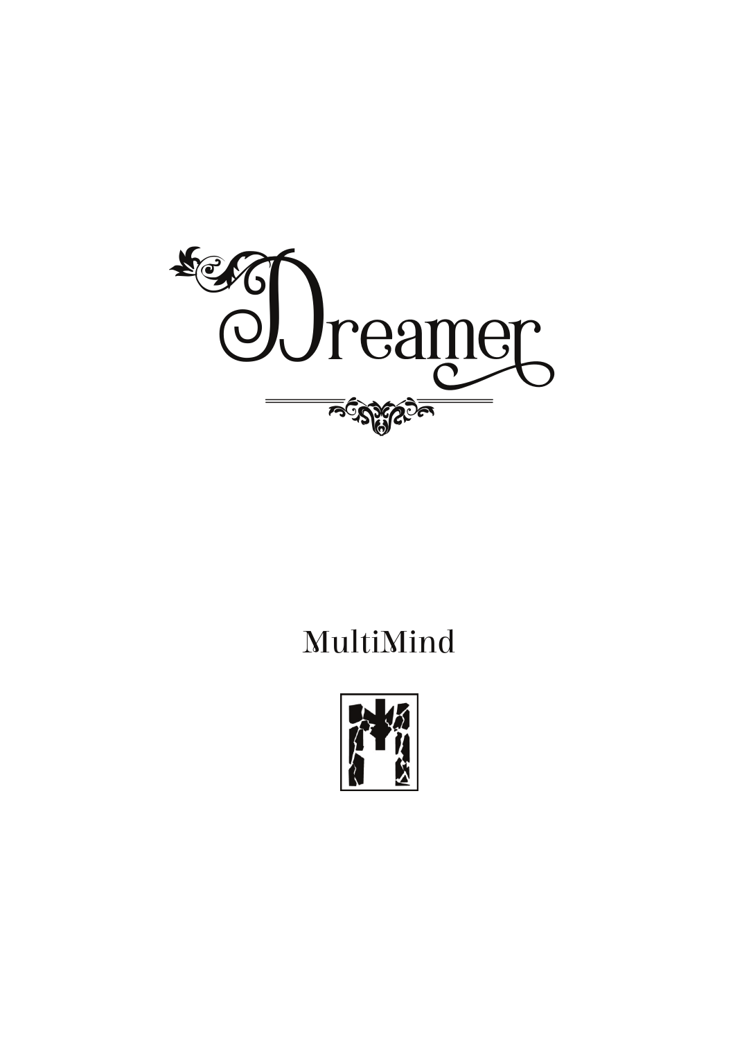# Dreamer

MultiMind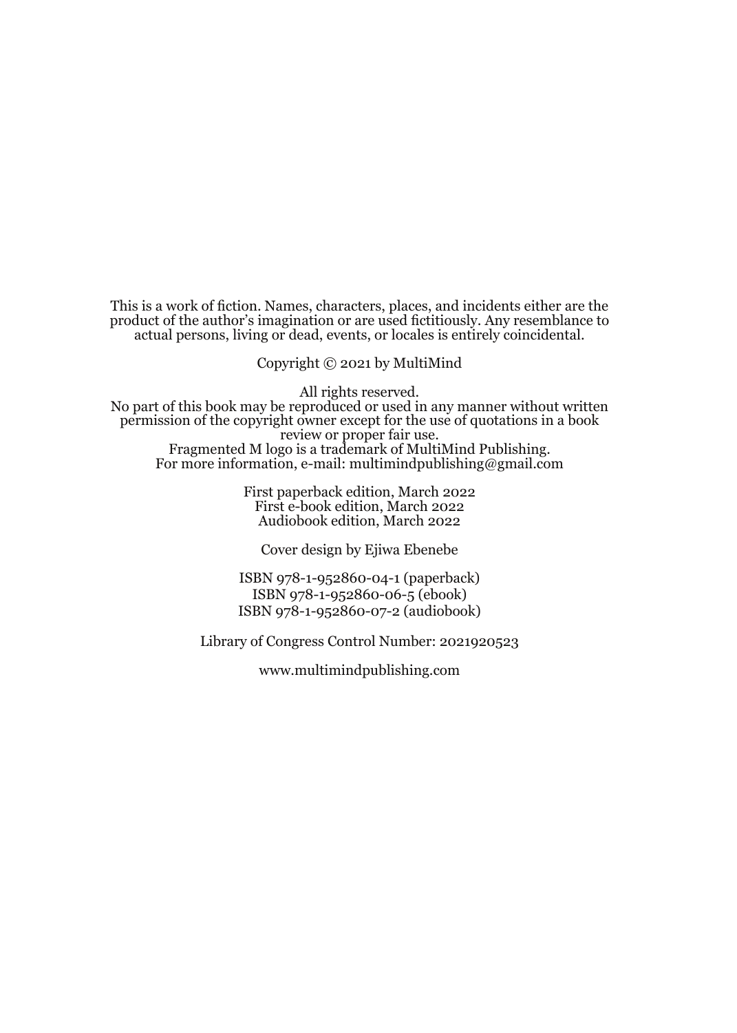This is a work of fiction. Names, characters, places, and incidents either are the product of the author's imagination or are used fictitiously. Any resemblance to actual persons, living or dead, events, or locales is entirely coincidental.

Copyright © 2021 by MultiMind

All rights reserved.
No part of this book may be reproduced or used in any manner without written permission of the copyright owner except for the use of quotations in a book review or proper fair use.
Fragmented M logo is a trademark of MultiMind Publishing.
For more information, e-mail: multimindpublishing@gmail.com

First paperback edition, March 2022
First e-book edition, March 2022
Audiobook edition, March 2022

Cover design by Ejiwa Ebenebe

ISBN 978-1-952860-04-1 (paperback)
ISBN 978-1-952860-06-5 (ebook)
ISBN 978-1-952860-07-2 (audiobook)

Library of Congress Control Number: 2021920523

www.multimindpublishing.com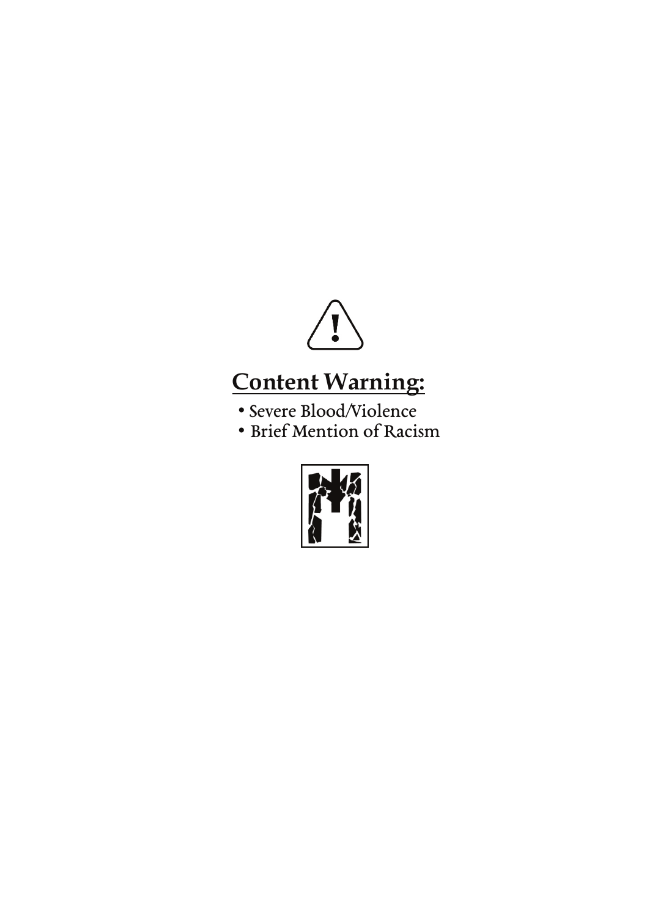**Content Warning:**

- Severe Blood/Violence
- Brief Mention of Racism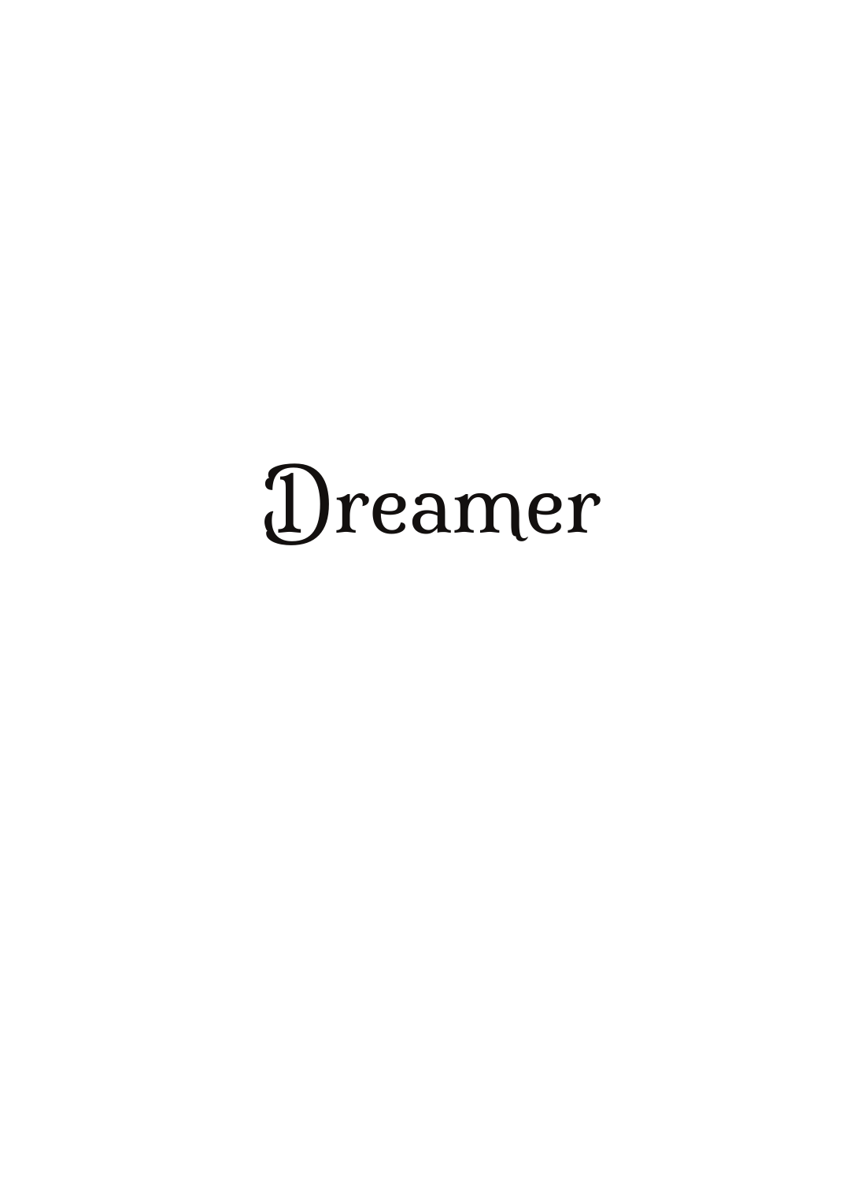# Dreamer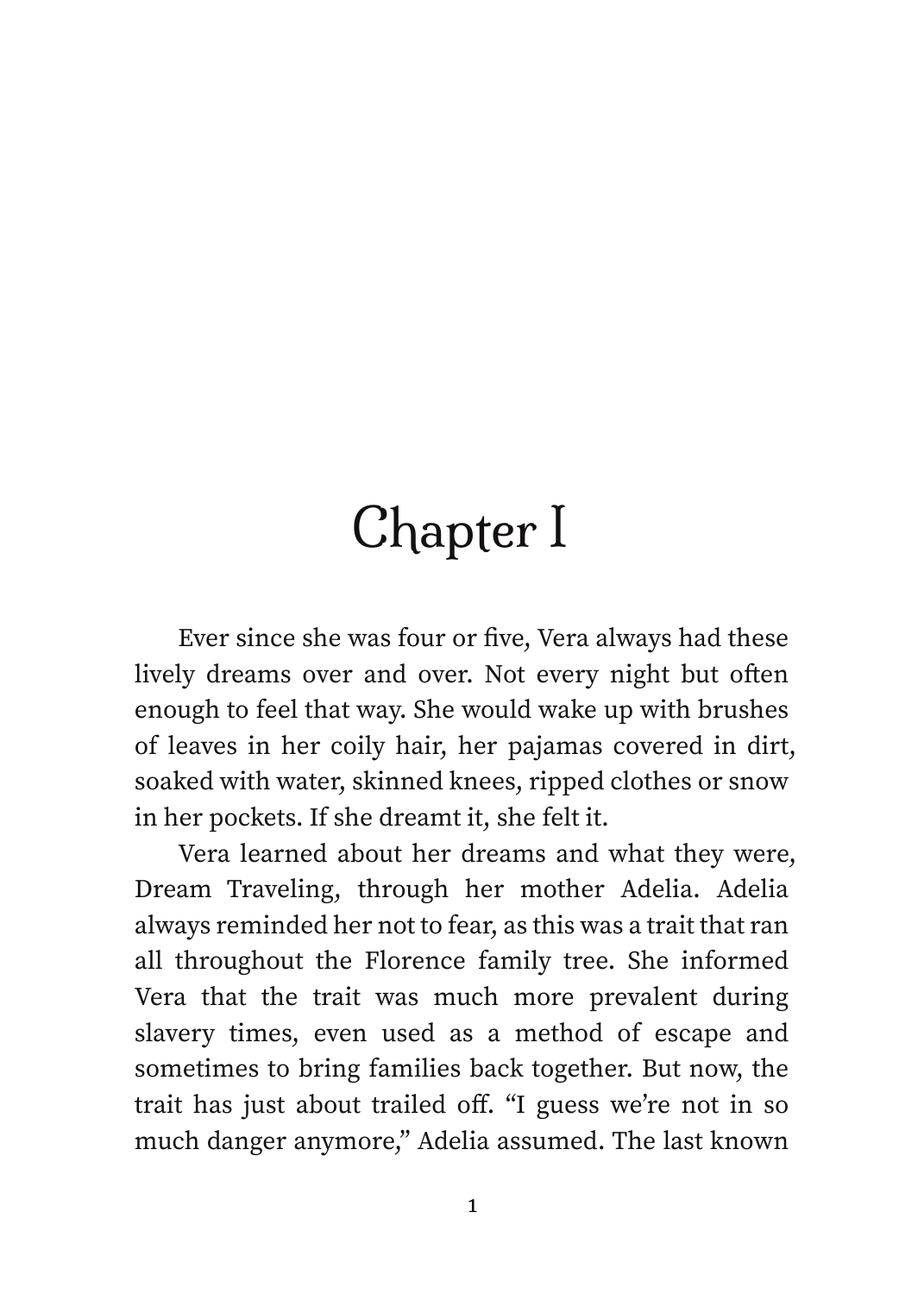# Chapter I

Ever since she was four or five, Vera always had these lively dreams over and over. Not every night but often enough to feel that way. She would wake up with brushes of leaves in her coily hair, her pajamas covered in dirt, soaked with water, skinned knees, ripped clothes or snow in her pockets. If she dreamt it, she felt it.

Vera learned about her dreams and what they were, Dream Traveling, through her mother Adelia. Adelia always reminded her not to fear, as this was a trait that ran all throughout the Florence family tree. She informed Vera that the trait was much more prevalent during slavery times, even used as a method of escape and sometimes to bring families back together. But now, the trait has just about trailed off. "I guess we're not in so much danger anymore," Adelia assumed. The last known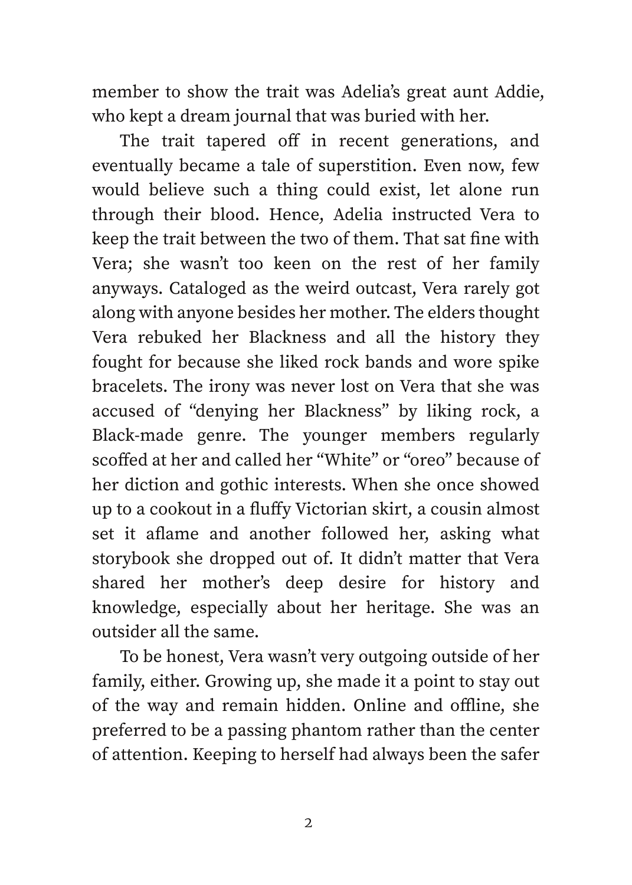member to show the trait was Adelia's great aunt Addie, who kept a dream journal that was buried with her.

The trait tapered off in recent generations, and eventually became a tale of superstition. Even now, few would believe such a thing could exist, let alone run through their blood. Hence, Adelia instructed Vera to keep the trait between the two of them. That sat fine with Vera; she wasn't too keen on the rest of her family anyways. Cataloged as the weird outcast, Vera rarely got along with anyone besides her mother. The elders thought Vera rebuked her Blackness and all the history they fought for because she liked rock bands and wore spike bracelets. The irony was never lost on Vera that she was accused of "denying her Blackness" by liking rock, a Black-made genre. The younger members regularly scoffed at her and called her "White" or "oreo" because of her diction and gothic interests. When she once showed up to a cookout in a fluffy Victorian skirt, a cousin almost set it aflame and another followed her, asking what storybook she dropped out of. It didn't matter that Vera shared her mother's deep desire for history and knowledge, especially about her heritage. She was an outsider all the same.

To be honest, Vera wasn't very outgoing outside of her family, either. Growing up, she made it a point to stay out of the way and remain hidden. Online and offline, she preferred to be a passing phantom rather than the center of attention. Keeping to herself had always been the safer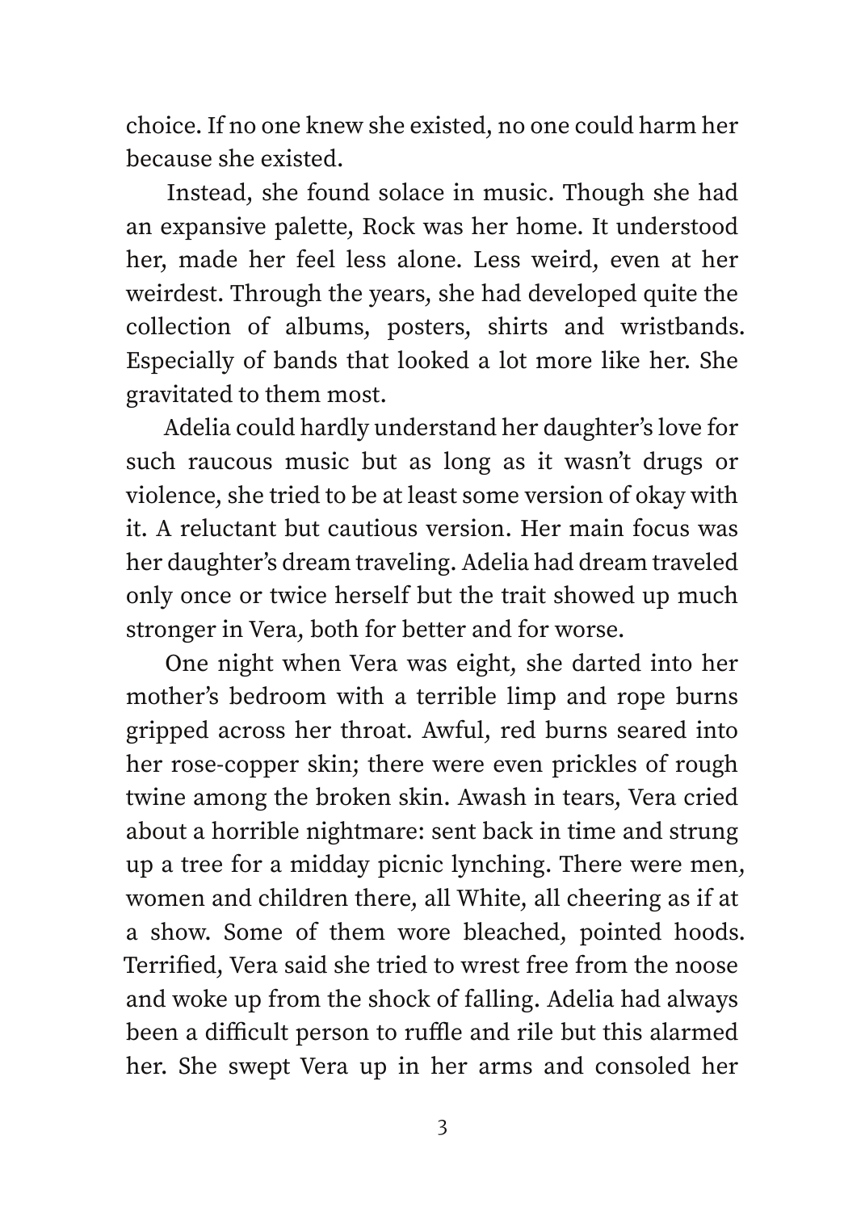choice. If no one knew she existed, no one could harm her because she existed.

Instead, she found solace in music. Though she had an expansive palette, Rock was her home. It understood her, made her feel less alone. Less weird, even at her weirdest. Through the years, she had developed quite the collection of albums, posters, shirts and wristbands. Especially of bands that looked a lot more like her. She gravitated to them most.

Adelia could hardly understand her daughter's love for such raucous music but as long as it wasn't drugs or violence, she tried to be at least some version of okay with it. A reluctant but cautious version. Her main focus was her daughter's dream traveling. Adelia had dream traveled only once or twice herself but the trait showed up much stronger in Vera, both for better and for worse.

One night when Vera was eight, she darted into her mother's bedroom with a terrible limp and rope burns gripped across her throat. Awful, red burns seared into her rose-copper skin; there were even prickles of rough twine among the broken skin. Awash in tears, Vera cried about a horrible nightmare: sent back in time and strung up a tree for a midday picnic lynching. There were men, women and children there, all White, all cheering as if at a show. Some of them wore bleached, pointed hoods. Terrified, Vera said she tried to wrest free from the noose and woke up from the shock of falling. Adelia had always been a difficult person to ruffle and rile but this alarmed her. She swept Vera up in her arms and consoled her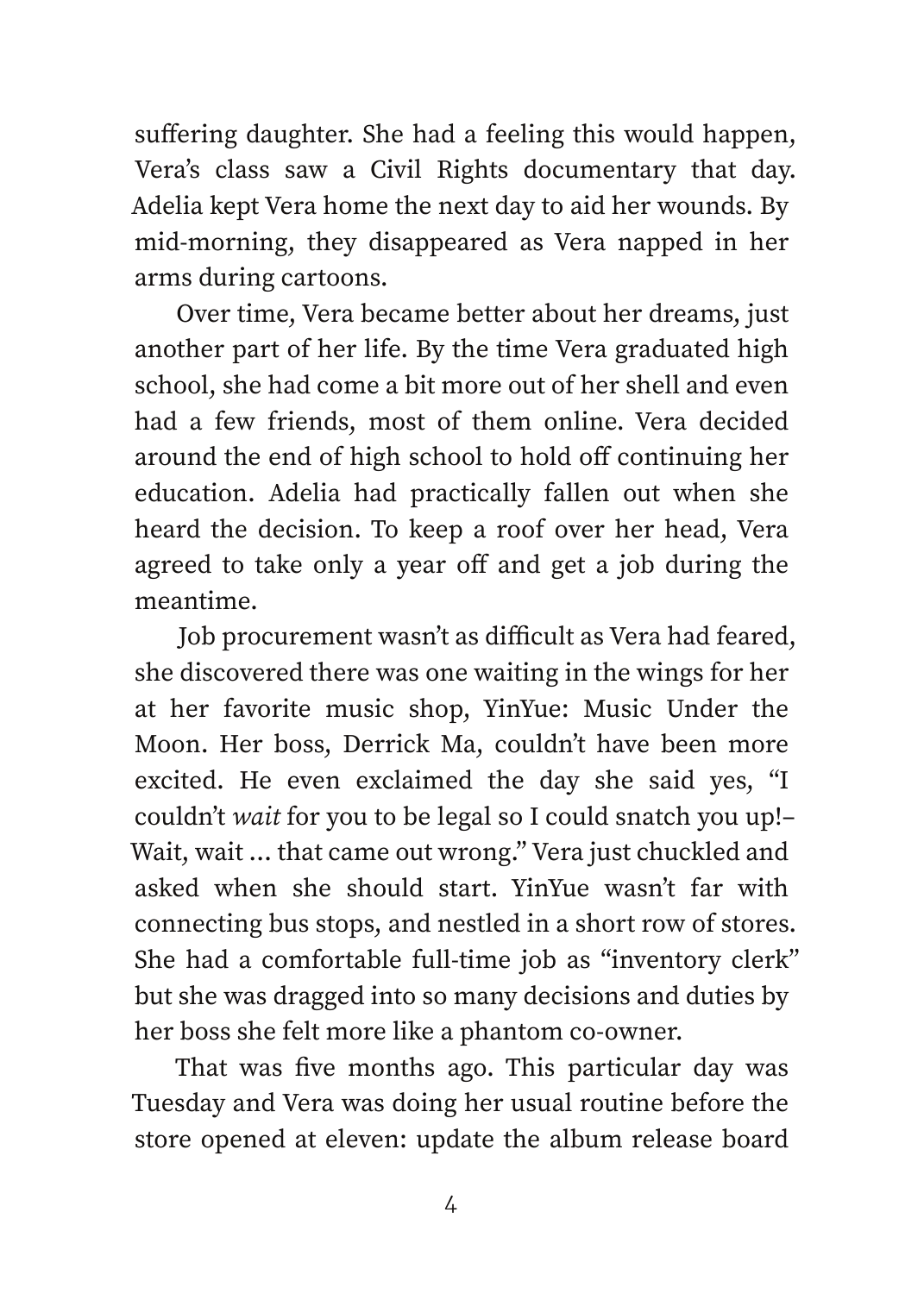suffering daughter. She had a feeling this would happen, Vera's class saw a Civil Rights documentary that day. Adelia kept Vera home the next day to aid her wounds. By mid-morning, they disappeared as Vera napped in her arms during cartoons.

Over time, Vera became better about her dreams, just another part of her life. By the time Vera graduated high school, she had come a bit more out of her shell and even had a few friends, most of them online. Vera decided around the end of high school to hold off continuing her education. Adelia had practically fallen out when she heard the decision. To keep a roof over her head, Vera agreed to take only a year off and get a job during the meantime.

Job procurement wasn't as difficult as Vera had feared, she discovered there was one waiting in the wings for her at her favorite music shop, YinYue: Music Under the Moon. Her boss, Derrick Ma, couldn't have been more excited. He even exclaimed the day she said yes, "I couldn't *wait* for you to be legal so I could snatch you up!– Wait, wait … that came out wrong." Vera just chuckled and asked when she should start. YinYue wasn't far with connecting bus stops, and nestled in a short row of stores. She had a comfortable full-time job as "inventory clerk" but she was dragged into so many decisions and duties by her boss she felt more like a phantom co-owner.

That was five months ago. This particular day was Tuesday and Vera was doing her usual routine before the store opened at eleven: update the album release board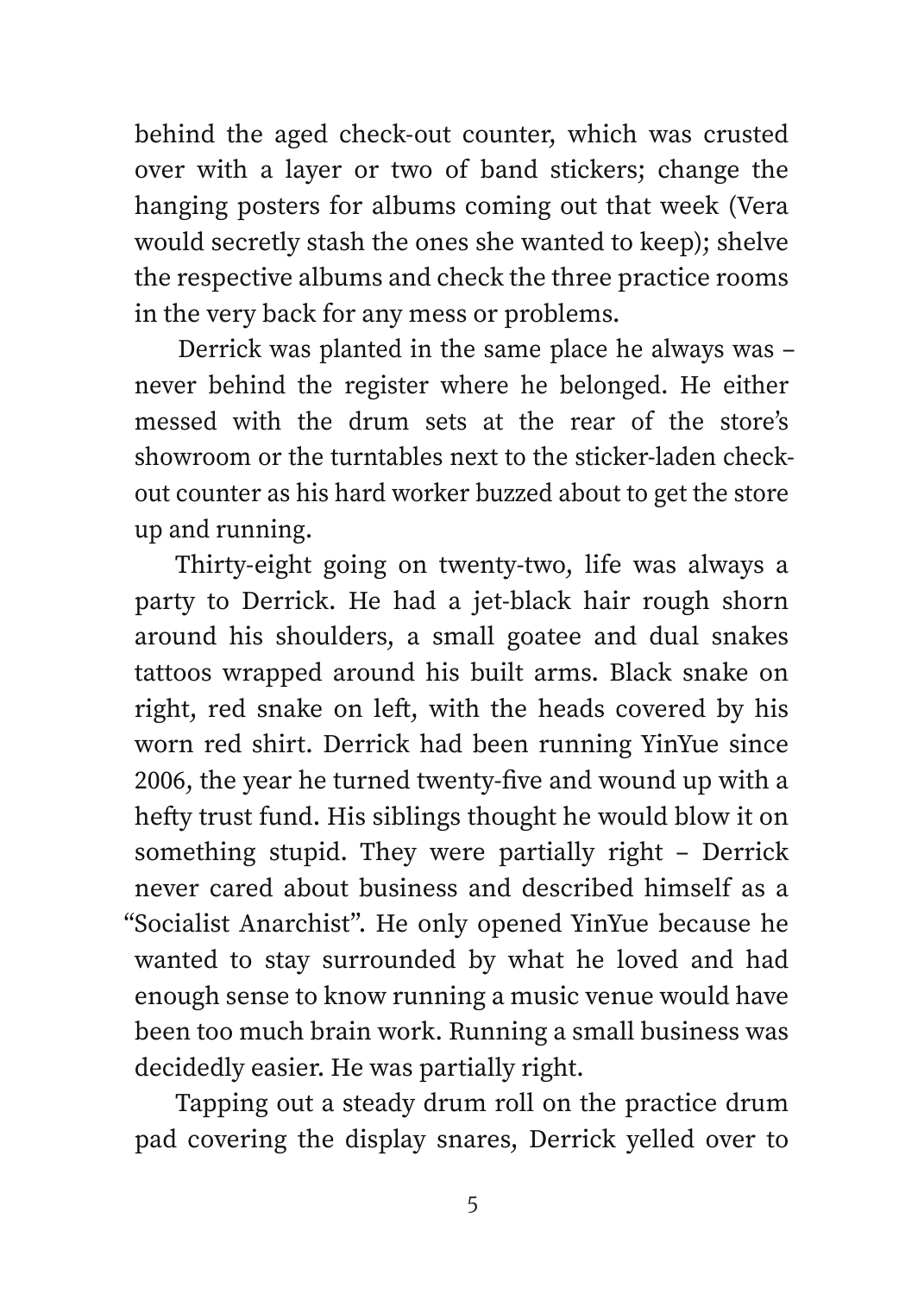behind the aged check-out counter, which was crusted over with a layer or two of band stickers; change the hanging posters for albums coming out that week (Vera would secretly stash the ones she wanted to keep); shelve the respective albums and check the three practice rooms in the very back for any mess or problems.

Derrick was planted in the same place he always was – never behind the register where he belonged. He either messed with the drum sets at the rear of the store's showroom or the turntables next to the sticker-laden check-out counter as his hard worker buzzed about to get the store up and running.

Thirty-eight going on twenty-two, life was always a party to Derrick. He had a jet-black hair rough shorn around his shoulders, a small goatee and dual snakes tattoos wrapped around his built arms. Black snake on right, red snake on left, with the heads covered by his worn red shirt. Derrick had been running YinYue since 2006, the year he turned twenty-five and wound up with a hefty trust fund. His siblings thought he would blow it on something stupid. They were partially right – Derrick never cared about business and described himself as a "Socialist Anarchist". He only opened YinYue because he wanted to stay surrounded by what he loved and had enough sense to know running a music venue would have been too much brain work. Running a small business was decidedly easier. He was partially right.

Tapping out a steady drum roll on the practice drum pad covering the display snares, Derrick yelled over to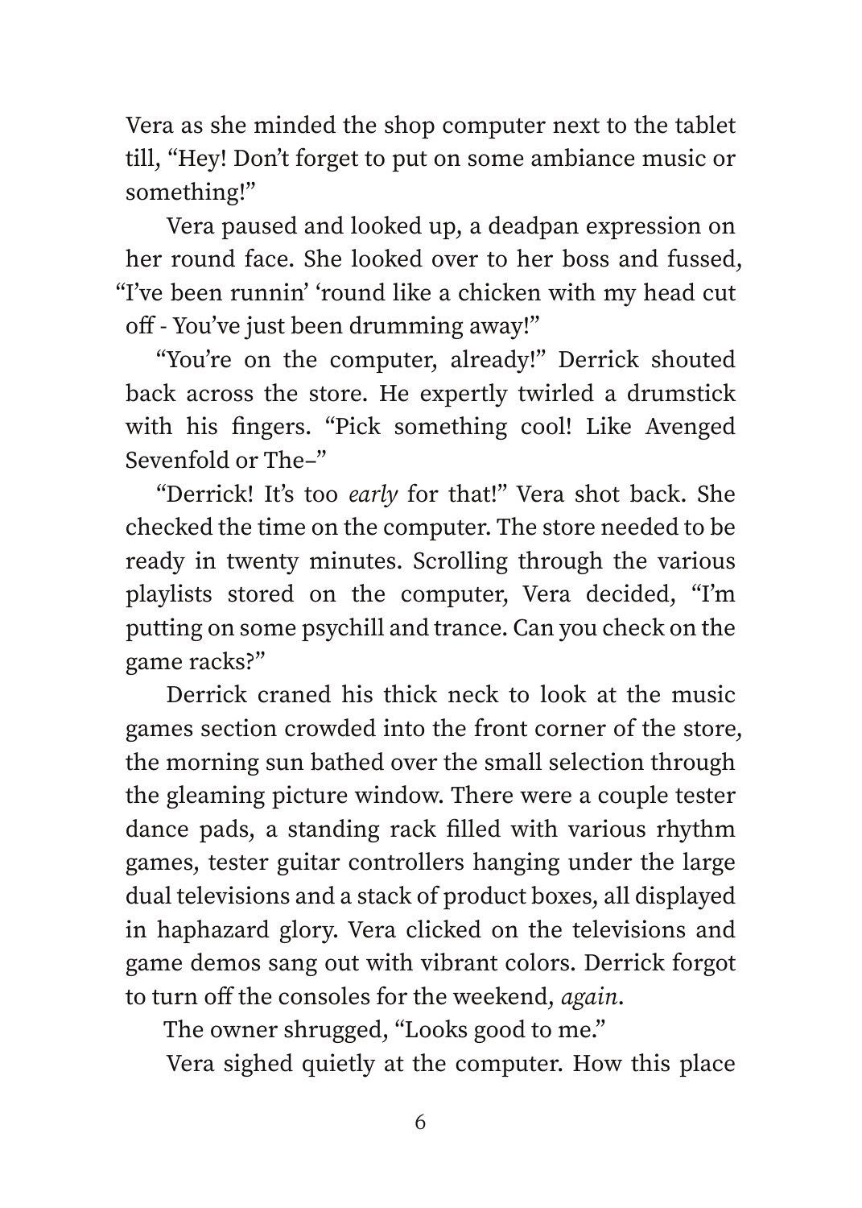Vera as she minded the shop computer next to the tablet till, "Hey! Don't forget to put on some ambiance music or something!"

Vera paused and looked up, a deadpan expression on her round face. She looked over to her boss and fussed, "I've been runnin' 'round like a chicken with my head cut off - You've just been drumming away!"

"You're on the computer, already!" Derrick shouted back across the store. He expertly twirled a drumstick with his fingers. "Pick something cool! Like Avenged Sevenfold or The–"

"Derrick! It's too *early* for that!" Vera shot back. She checked the time on the computer. The store needed to be ready in twenty minutes. Scrolling through the various playlists stored on the computer, Vera decided, "I'm putting on some psychill and trance. Can you check on the game racks?"

Derrick craned his thick neck to look at the music games section crowded into the front corner of the store, the morning sun bathed over the small selection through the gleaming picture window. There were a couple tester dance pads, a standing rack filled with various rhythm games, tester guitar controllers hanging under the large dual televisions and a stack of product boxes, all displayed in haphazard glory. Vera clicked on the televisions and game demos sang out with vibrant colors. Derrick forgot to turn off the consoles for the weekend, *again*.

The owner shrugged, "Looks good to me."

Vera sighed quietly at the computer. How this place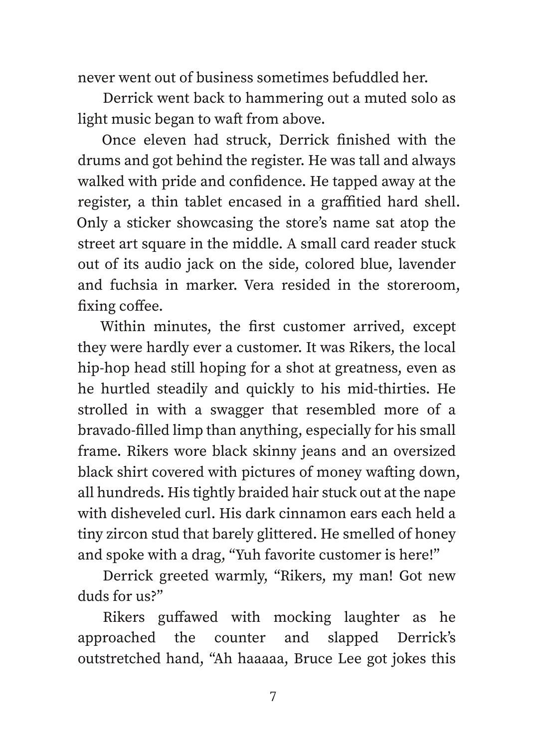never went out of business sometimes befuddled her.

Derrick went back to hammering out a muted solo as light music began to waft from above.

Once eleven had struck, Derrick finished with the drums and got behind the register. He was tall and always walked with pride and confidence. He tapped away at the register, a thin tablet encased in a graffitied hard shell. Only a sticker showcasing the store's name sat atop the street art square in the middle. A small card reader stuck out of its audio jack on the side, colored blue, lavender and fuchsia in marker. Vera resided in the storeroom, fixing coffee.

Within minutes, the first customer arrived, except they were hardly ever a customer. It was Rikers, the local hip-hop head still hoping for a shot at greatness, even as he hurtled steadily and quickly to his mid-thirties. He strolled in with a swagger that resembled more of a bravado-filled limp than anything, especially for his small frame. Rikers wore black skinny jeans and an oversized black shirt covered with pictures of money wafting down, all hundreds. His tightly braided hair stuck out at the nape with disheveled curl. His dark cinnamon ears each held a tiny zircon stud that barely glittered. He smelled of honey and spoke with a drag, "Yuh favorite customer is here!"

Derrick greeted warmly, "Rikers, my man! Got new duds for us?"

Rikers guffawed with mocking laughter as he approached the counter and slapped Derrick's outstretched hand, "Ah haaaaa, Bruce Lee got jokes this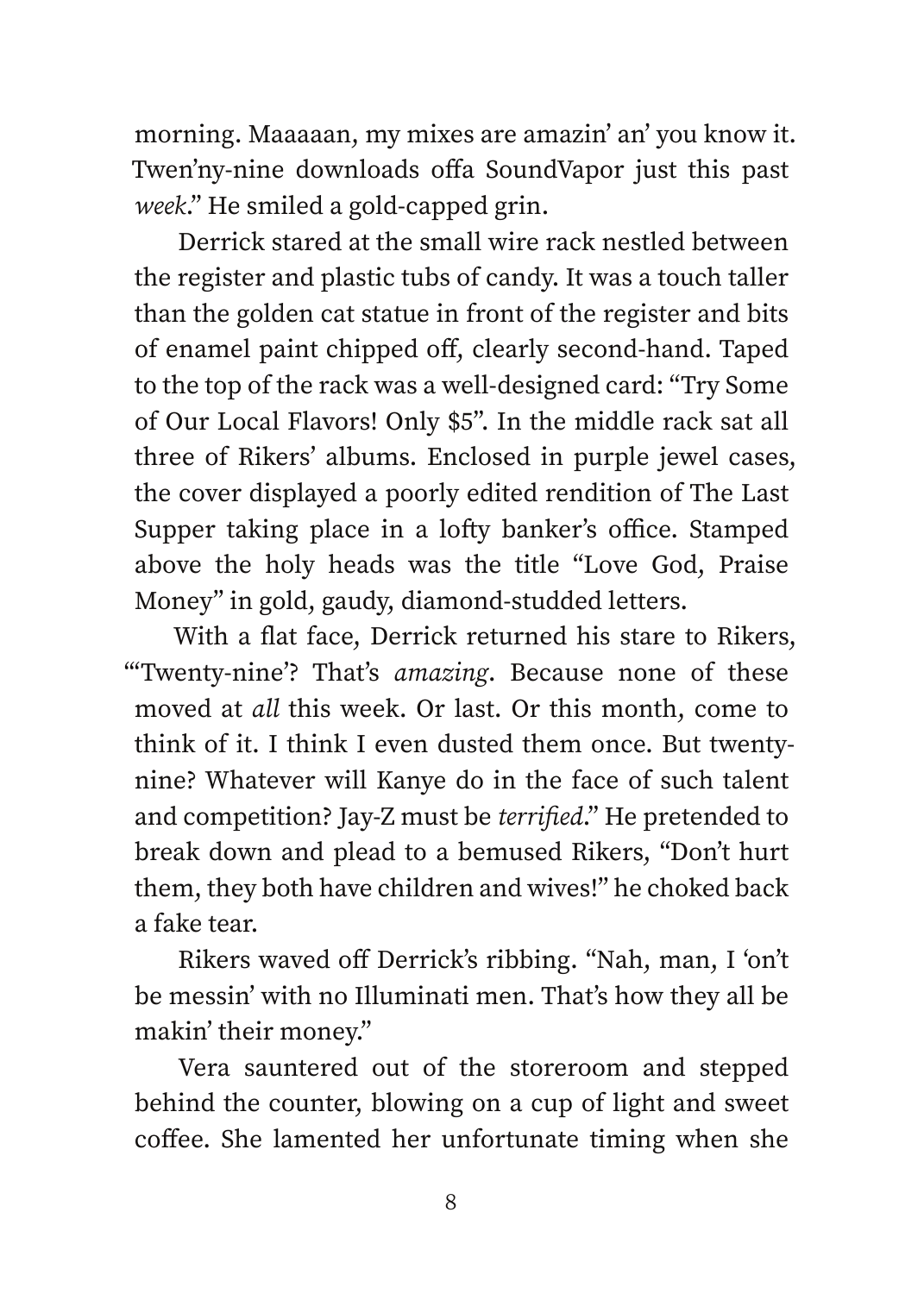morning. Maaaaan, my mixes are amazin' an' you know it. Twen'ny-nine downloads offa SoundVapor just this past *week*." He smiled a gold-capped grin.

Derrick stared at the small wire rack nestled between the register and plastic tubs of candy. It was a touch taller than the golden cat statue in front of the register and bits of enamel paint chipped off, clearly second-hand. Taped to the top of the rack was a well-designed card: "Try Some of Our Local Flavors! Only $5". In the middle rack sat all three of Rikers' albums. Enclosed in purple jewel cases, the cover displayed a poorly edited rendition of The Last Supper taking place in a lofty banker's office. Stamped above the holy heads was the title "Love God, Praise Money" in gold, gaudy, diamond-studded letters.

With a flat face, Derrick returned his stare to Rikers, "'Twenty-nine'? That's *amazing*. Because none of these moved at *all* this week. Or last. Or this month, come to think of it. I think I even dusted them once. But twenty-nine? Whatever will Kanye do in the face of such talent and competition? Jay-Z must be *terrified*." He pretended to break down and plead to a bemused Rikers, "Don't hurt them, they both have children and wives!" he choked back a fake tear.

Rikers waved off Derrick's ribbing. "Nah, man, I 'on't be messin' with no Illuminati men. That's how they all be makin' their money."

Vera sauntered out of the storeroom and stepped behind the counter, blowing on a cup of light and sweet coffee. She lamented her unfortunate timing when she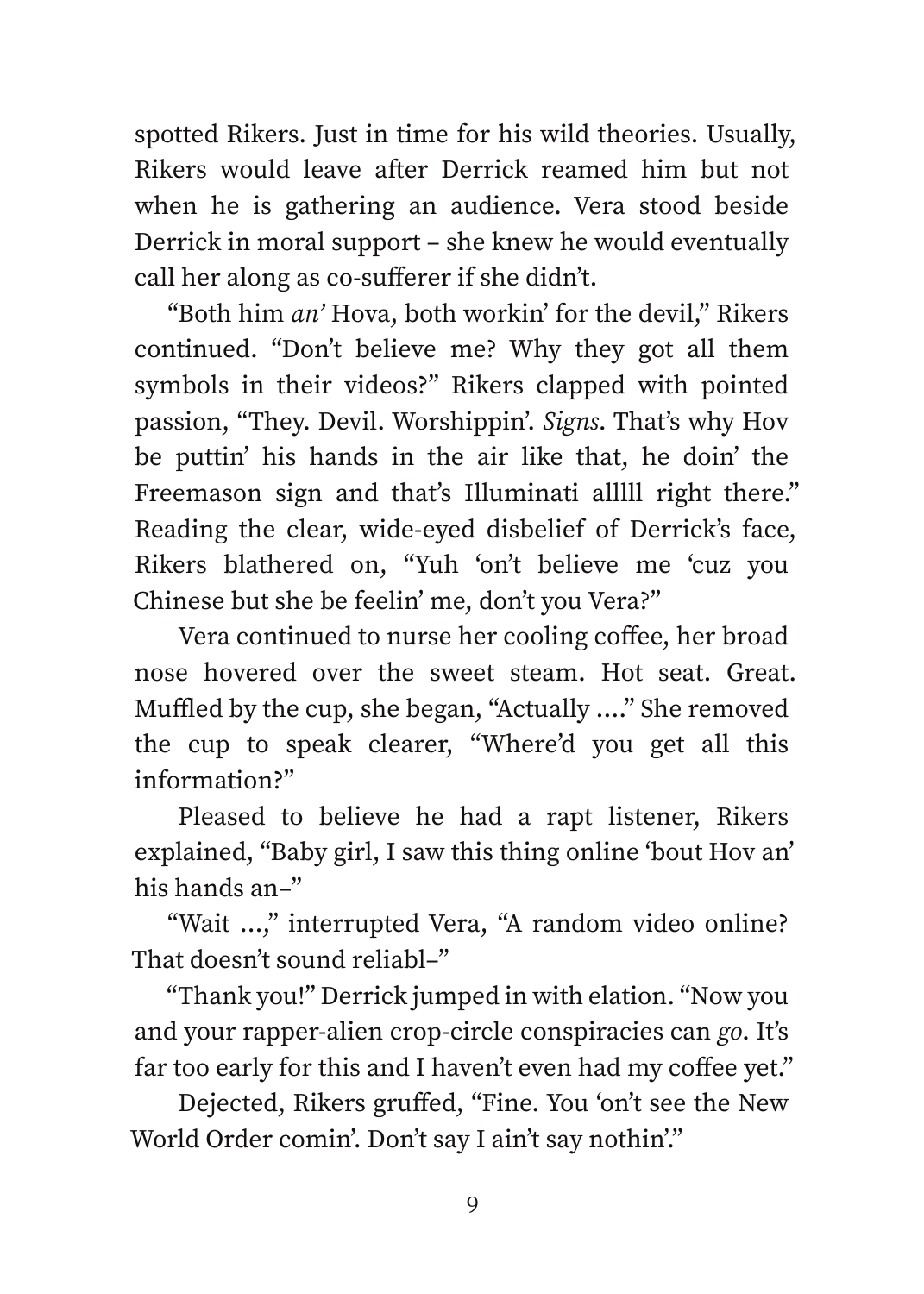spotted Rikers. Just in time for his wild theories. Usually, Rikers would leave after Derrick reamed him but not when he is gathering an audience. Vera stood beside Derrick in moral support – she knew he would eventually call her along as co-sufferer if she didn't.

"Both him *an'* Hova, both workin' for the devil," Rikers continued. "Don't believe me? Why they got all them symbols in their videos?" Rikers clapped with pointed passion, "They. Devil. Worshippin'. *Signs*. That's why Hov be puttin' his hands in the air like that, he doin' the Freemason sign and that's Illuminati alllll right there." Reading the clear, wide-eyed disbelief of Derrick's face, Rikers blathered on, "Yuh 'on't believe me 'cuz you Chinese but she be feelin' me, don't you Vera?"

Vera continued to nurse her cooling coffee, her broad nose hovered over the sweet steam. Hot seat. Great. Muffled by the cup, she began, "Actually ...." She removed the cup to speak clearer, "Where'd you get all this information?"

Pleased to believe he had a rapt listener, Rikers explained, "Baby girl, I saw this thing online 'bout Hov an' his hands an–"

"Wait ...," interrupted Vera, "A random video online? That doesn't sound reliabl–"

"Thank you!" Derrick jumped in with elation. "Now you and your rapper-alien crop-circle conspiracies can *go*. It's far too early for this and I haven't even had my coffee yet."

Dejected, Rikers gruffed, "Fine. You 'on't see the New World Order comin'. Don't say I ain't say nothin'."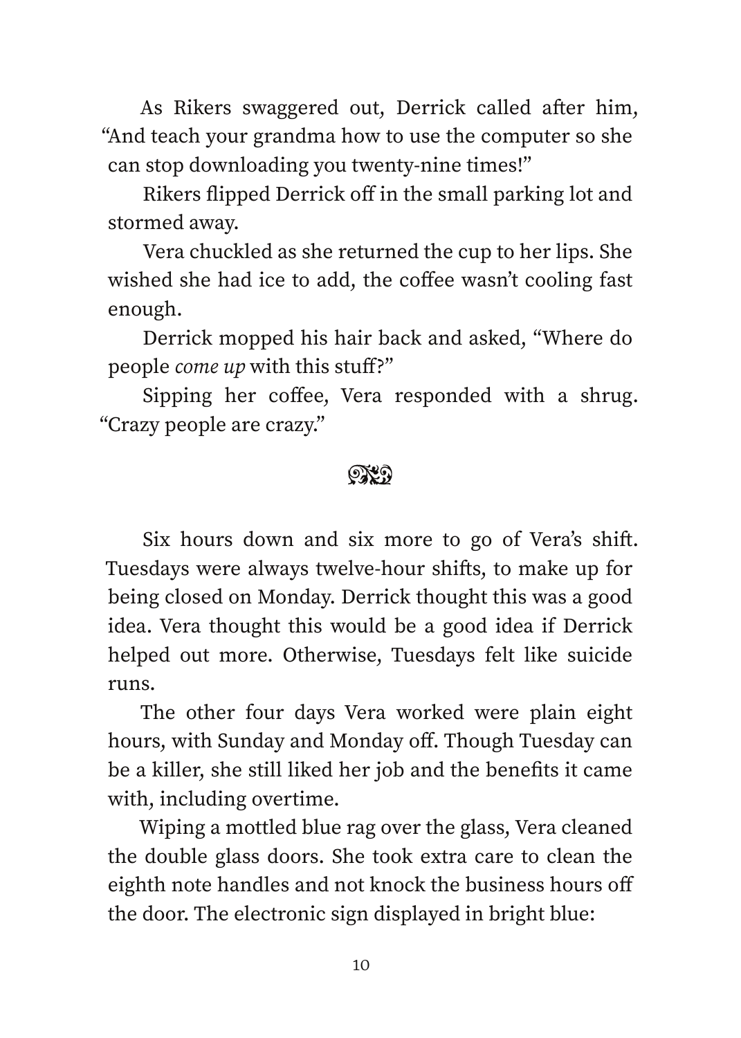As Rikers swaggered out, Derrick called after him, "And teach your grandma how to use the computer so she can stop downloading you twenty-nine times!"

Rikers flipped Derrick off in the small parking lot and stormed away.

Vera chuckled as she returned the cup to her lips. She wished she had ice to add, the coffee wasn't cooling fast enough.

Derrick mopped his hair back and asked, "Where do people *come up* with this stuff?"

Sipping her coffee, Vera responded with a shrug. "Crazy people are crazy."

❧

Six hours down and six more to go of Vera's shift. Tuesdays were always twelve-hour shifts, to make up for being closed on Monday. Derrick thought this was a good idea. Vera thought this would be a good idea if Derrick helped out more. Otherwise, Tuesdays felt like suicide runs.

The other four days Vera worked were plain eight hours, with Sunday and Monday off. Though Tuesday can be a killer, she still liked her job and the benefits it came with, including overtime.

Wiping a mottled blue rag over the glass, Vera cleaned the double glass doors. She took extra care to clean the eighth note handles and not knock the business hours off the door. The electronic sign displayed in bright blue: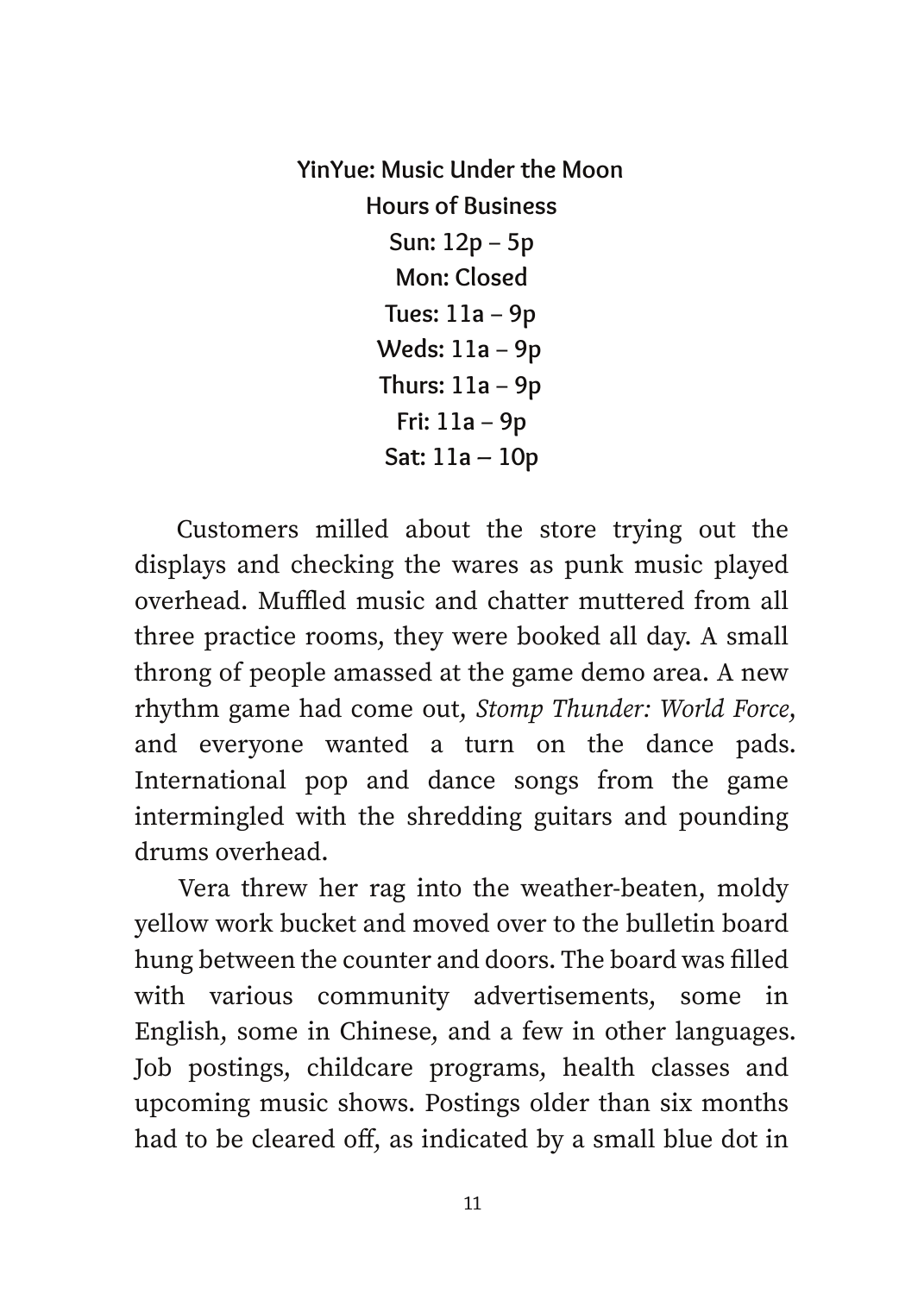**YinYue: Music Under the Moon**
**Hours of Business**
**Sun: 12p – 5p**
**Mon: Closed**
**Tues: 11a – 9p**
**Weds: 11a – 9p**
**Thurs: 11a – 9p**
**Fri: 11a – 9p**
**Sat: 11a – 10p**

Customers milled about the store trying out the displays and checking the wares as punk music played overhead. Muffled music and chatter muttered from all three practice rooms, they were booked all day. A small throng of people amassed at the game demo area. A new rhythm game had come out, *Stomp Thunder: World Force,* and everyone wanted a turn on the dance pads. International pop and dance songs from the game intermingled with the shredding guitars and pounding drums overhead.

Vera threw her rag into the weather-beaten, moldy yellow work bucket and moved over to the bulletin board hung between the counter and doors. The board was filled with various community advertisements, some in English, some in Chinese, and a few in other languages. Job postings, childcare programs, health classes and upcoming music shows. Postings older than six months had to be cleared off, as indicated by a small blue dot in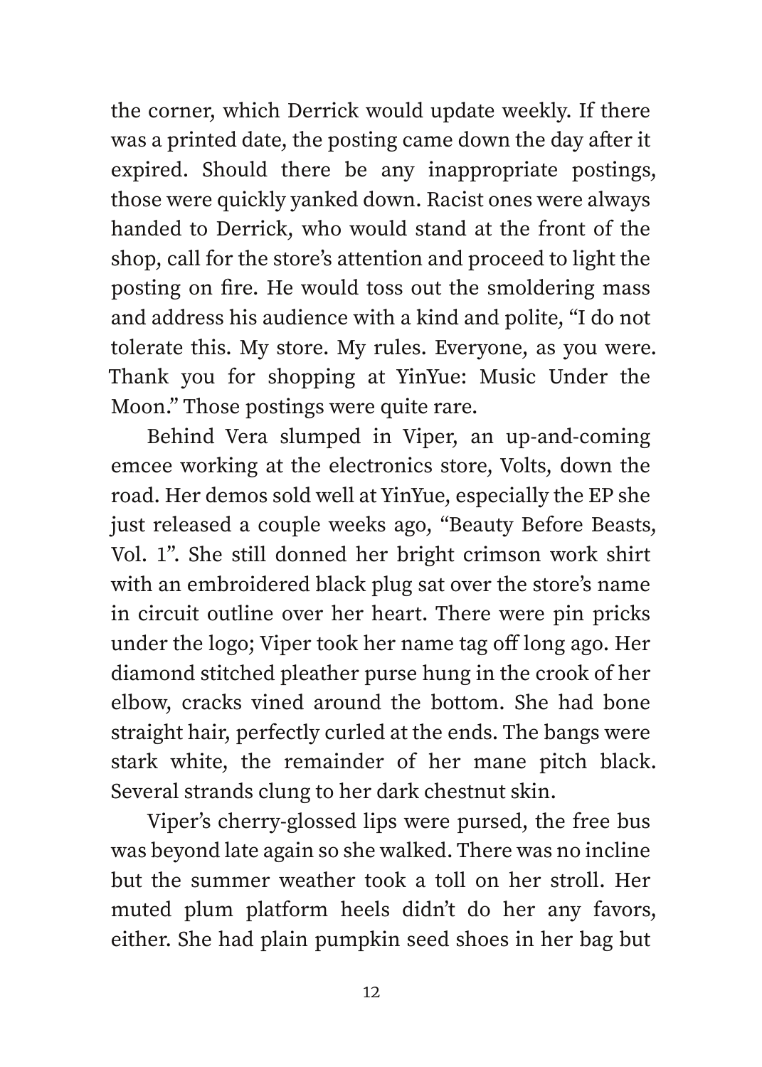the corner, which Derrick would update weekly. If there was a printed date, the posting came down the day after it expired. Should there be any inappropriate postings, those were quickly yanked down. Racist ones were always handed to Derrick, who would stand at the front of the shop, call for the store's attention and proceed to light the posting on fire. He would toss out the smoldering mass and address his audience with a kind and polite, "I do not tolerate this. My store. My rules. Everyone, as you were. Thank you for shopping at YinYue: Music Under the Moon." Those postings were quite rare.

Behind Vera slumped in Viper, an up-and-coming emcee working at the electronics store, Volts, down the road. Her demos sold well at YinYue, especially the EP she just released a couple weeks ago, "Beauty Before Beasts, Vol. 1". She still donned her bright crimson work shirt with an embroidered black plug sat over the store's name in circuit outline over her heart. There were pin pricks under the logo; Viper took her name tag off long ago. Her diamond stitched pleather purse hung in the crook of her elbow, cracks vined around the bottom. She had bone straight hair, perfectly curled at the ends. The bangs were stark white, the remainder of her mane pitch black. Several strands clung to her dark chestnut skin.

Viper's cherry-glossed lips were pursed, the free bus was beyond late again so she walked. There was no incline but the summer weather took a toll on her stroll. Her muted plum platform heels didn't do her any favors, either. She had plain pumpkin seed shoes in her bag but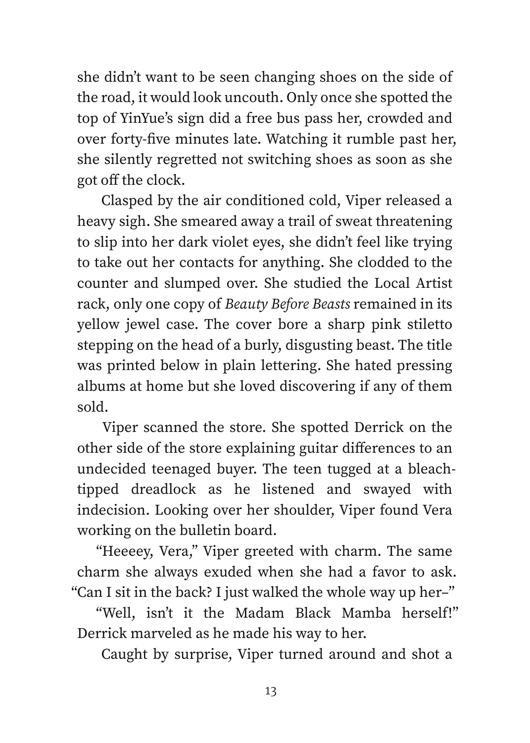she didn't want to be seen changing shoes on the side of the road, it would look uncouth. Only once she spotted the top of YinYue's sign did a free bus pass her, crowded and over forty-five minutes late. Watching it rumble past her, she silently regretted not switching shoes as soon as she got off the clock.

Clasped by the air conditioned cold, Viper released a heavy sigh. She smeared away a trail of sweat threatening to slip into her dark violet eyes, she didn't feel like trying to take out her contacts for anything. She clodded to the counter and slumped over. She studied the Local Artist rack, only one copy of *Beauty Before Beasts* remained in its yellow jewel case. The cover bore a sharp pink stiletto stepping on the head of a burly, disgusting beast. The title was printed below in plain lettering. She hated pressing albums at home but she loved discovering if any of them sold.

Viper scanned the store. She spotted Derrick on the other side of the store explaining guitar differences to an undecided teenaged buyer. The teen tugged at a bleach-tipped dreadlock as he listened and swayed with indecision. Looking over her shoulder, Viper found Vera working on the bulletin board.

"Heeeey, Vera," Viper greeted with charm. The same charm she always exuded when she had a favor to ask. "Can I sit in the back? I just walked the whole way up her–"

"Well, isn't it the Madam Black Mamba herself!" Derrick marveled as he made his way to her.

Caught by surprise, Viper turned around and shot a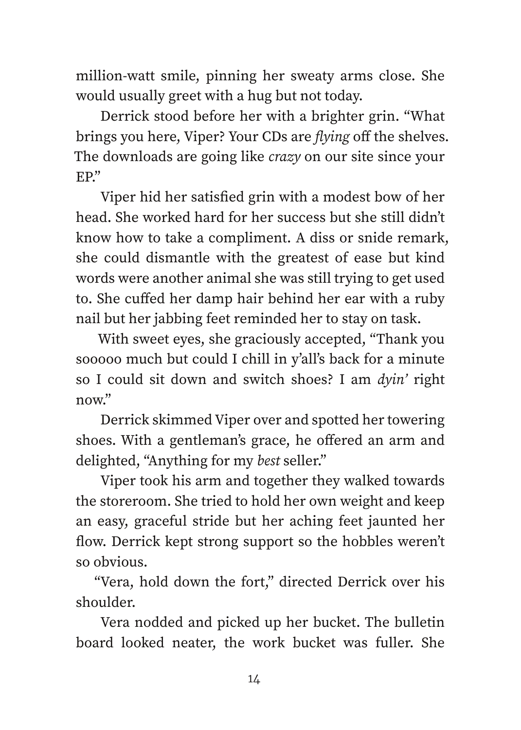million-watt smile, pinning her sweaty arms close. She would usually greet with a hug but not today.

Derrick stood before her with a brighter grin. "What brings you here, Viper? Your CDs are *flying* off the shelves. The downloads are going like *crazy* on our site since your EP."

Viper hid her satisfied grin with a modest bow of her head. She worked hard for her success but she still didn't know how to take a compliment. A diss or snide remark, she could dismantle with the greatest of ease but kind words were another animal she was still trying to get used to. She cuffed her damp hair behind her ear with a ruby nail but her jabbing feet reminded her to stay on task.

With sweet eyes, she graciously accepted, "Thank you sooooo much but could I chill in y'all's back for a minute so I could sit down and switch shoes? I am *dyin'* right now."

Derrick skimmed Viper over and spotted her towering shoes. With a gentleman's grace, he offered an arm and delighted, "Anything for my *best* seller."

Viper took his arm and together they walked towards the storeroom. She tried to hold her own weight and keep an easy, graceful stride but her aching feet jaunted her flow. Derrick kept strong support so the hobbles weren't so obvious.

"Vera, hold down the fort," directed Derrick over his shoulder.

Vera nodded and picked up her bucket. The bulletin board looked neater, the work bucket was fuller. She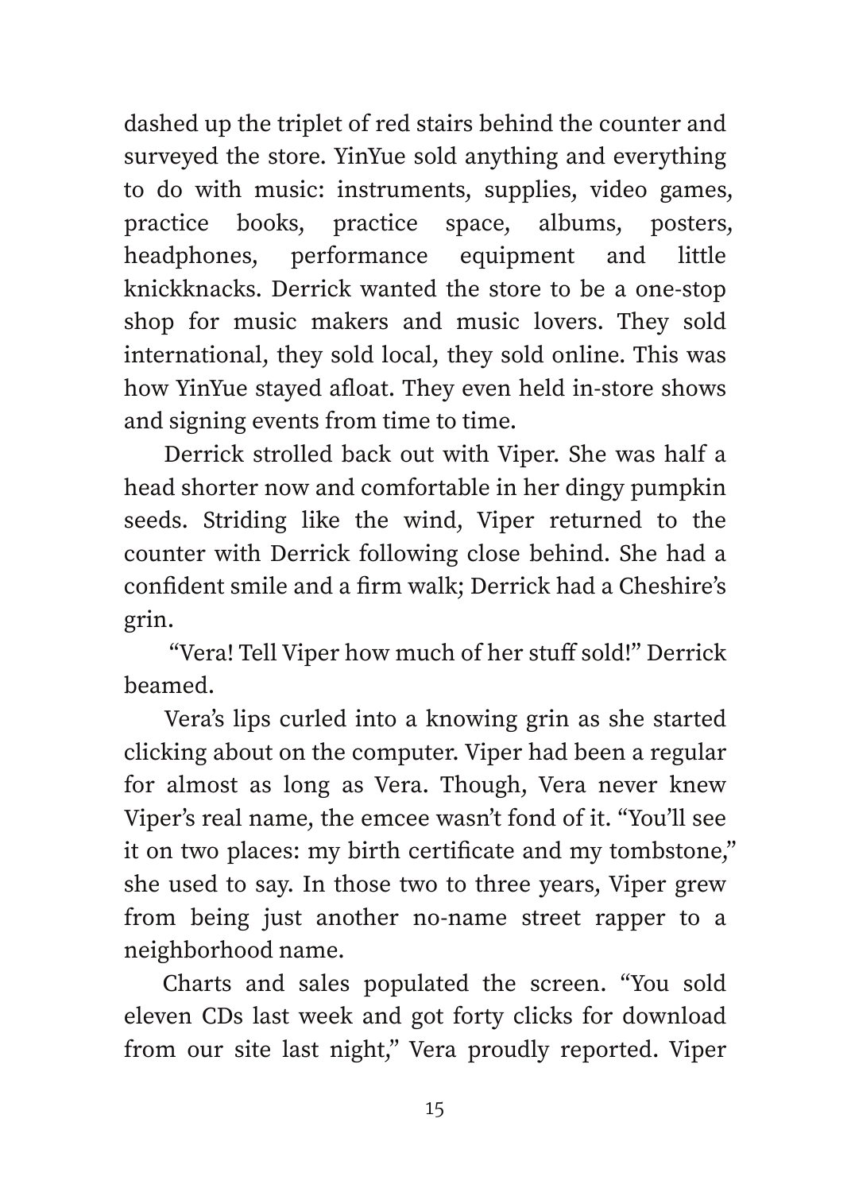dashed up the triplet of red stairs behind the counter and surveyed the store. YinYue sold anything and everything to do with music: instruments, supplies, video games, practice books, practice space, albums, posters, headphones, performance equipment and little knickknacks. Derrick wanted the store to be a one-stop shop for music makers and music lovers. They sold international, they sold local, they sold online. This was how YinYue stayed afloat. They even held in-store shows and signing events from time to time.

Derrick strolled back out with Viper. She was half a head shorter now and comfortable in her dingy pumpkin seeds. Striding like the wind, Viper returned to the counter with Derrick following close behind. She had a confident smile and a firm walk; Derrick had a Cheshire's grin.

"Vera! Tell Viper how much of her stuff sold!" Derrick beamed.

Vera's lips curled into a knowing grin as she started clicking about on the computer. Viper had been a regular for almost as long as Vera. Though, Vera never knew Viper's real name, the emcee wasn't fond of it. "You'll see it on two places: my birth certificate and my tombstone," she used to say. In those two to three years, Viper grew from being just another no-name street rapper to a neighborhood name.

Charts and sales populated the screen. "You sold eleven CDs last week and got forty clicks for download from our site last night," Vera proudly reported. Viper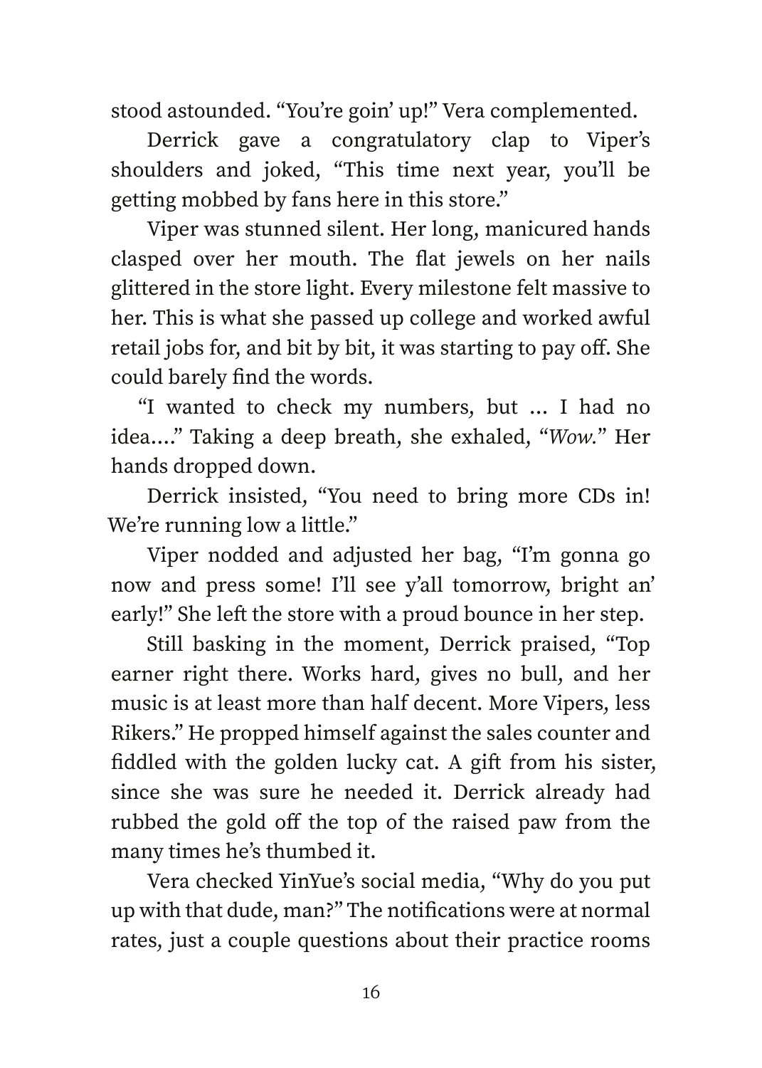stood astounded. "You're goin' up!" Vera complemented.

Derrick gave a congratulatory clap to Viper's shoulders and joked, "This time next year, you'll be getting mobbed by fans here in this store."

Viper was stunned silent. Her long, manicured hands clasped over her mouth. The flat jewels on her nails glittered in the store light. Every milestone felt massive to her. This is what she passed up college and worked awful retail jobs for, and bit by bit, it was starting to pay off. She could barely find the words.

"I wanted to check my numbers, but … I had no idea…." Taking a deep breath, she exhaled, "*Wow.*" Her hands dropped down.

Derrick insisted, "You need to bring more CDs in! We're running low a little."

Viper nodded and adjusted her bag, "I'm gonna go now and press some! I'll see y'all tomorrow, bright an' early!" She left the store with a proud bounce in her step.

Still basking in the moment, Derrick praised, "Top earner right there. Works hard, gives no bull, and her music is at least more than half decent. More Vipers, less Rikers." He propped himself against the sales counter and fiddled with the golden lucky cat. A gift from his sister, since she was sure he needed it. Derrick already had rubbed the gold off the top of the raised paw from the many times he's thumbed it.

Vera checked YinYue's social media, "Why do you put up with that dude, man?" The notifications were at normal rates, just a couple questions about their practice rooms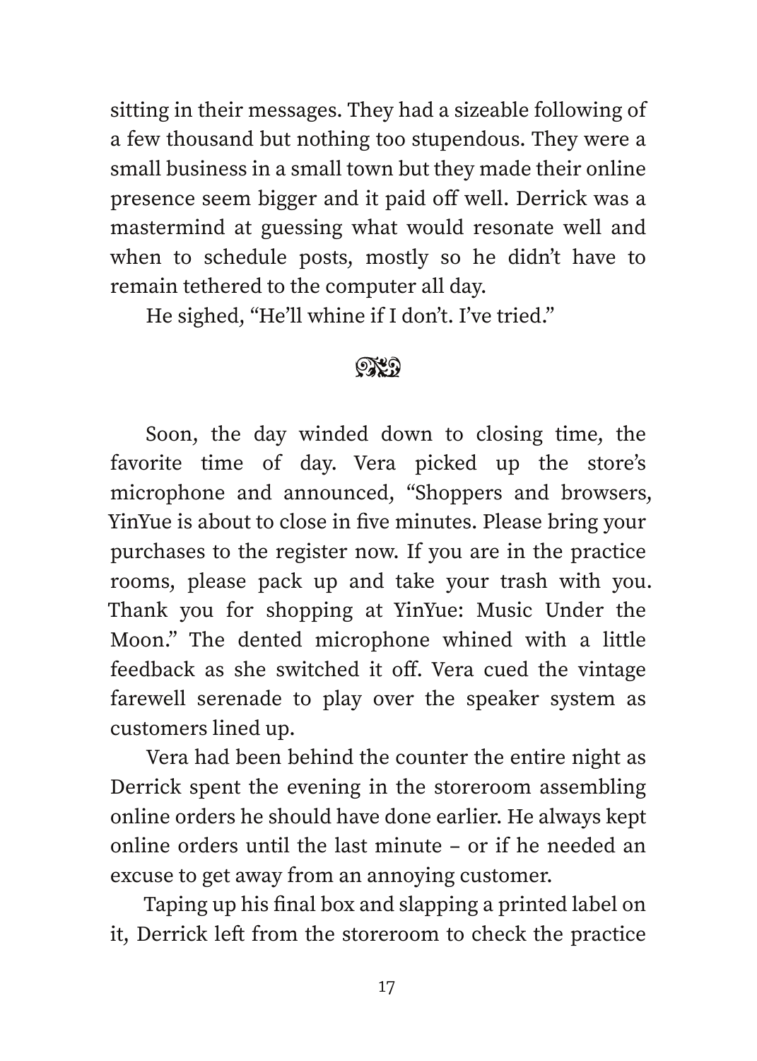sitting in their messages. They had a sizeable following of a few thousand but nothing too stupendous. They were a small business in a small town but they made their online presence seem bigger and it paid off well. Derrick was a mastermind at guessing what would resonate well and when to schedule posts, mostly so he didn't have to remain tethered to the computer all day.

He sighed, "He'll whine if I don't. I've tried."

<center>❧</center>

Soon, the day winded down to closing time, the favorite time of day. Vera picked up the store's microphone and announced, "Shoppers and browsers, YinYue is about to close in five minutes. Please bring your purchases to the register now. If you are in the practice rooms, please pack up and take your trash with you. Thank you for shopping at YinYue: Music Under the Moon." The dented microphone whined with a little feedback as she switched it off. Vera cued the vintage farewell serenade to play over the speaker system as customers lined up.

Vera had been behind the counter the entire night as Derrick spent the evening in the storeroom assembling online orders he should have done earlier. He always kept online orders until the last minute – or if he needed an excuse to get away from an annoying customer.

Taping up his final box and slapping a printed label on it, Derrick left from the storeroom to check the practice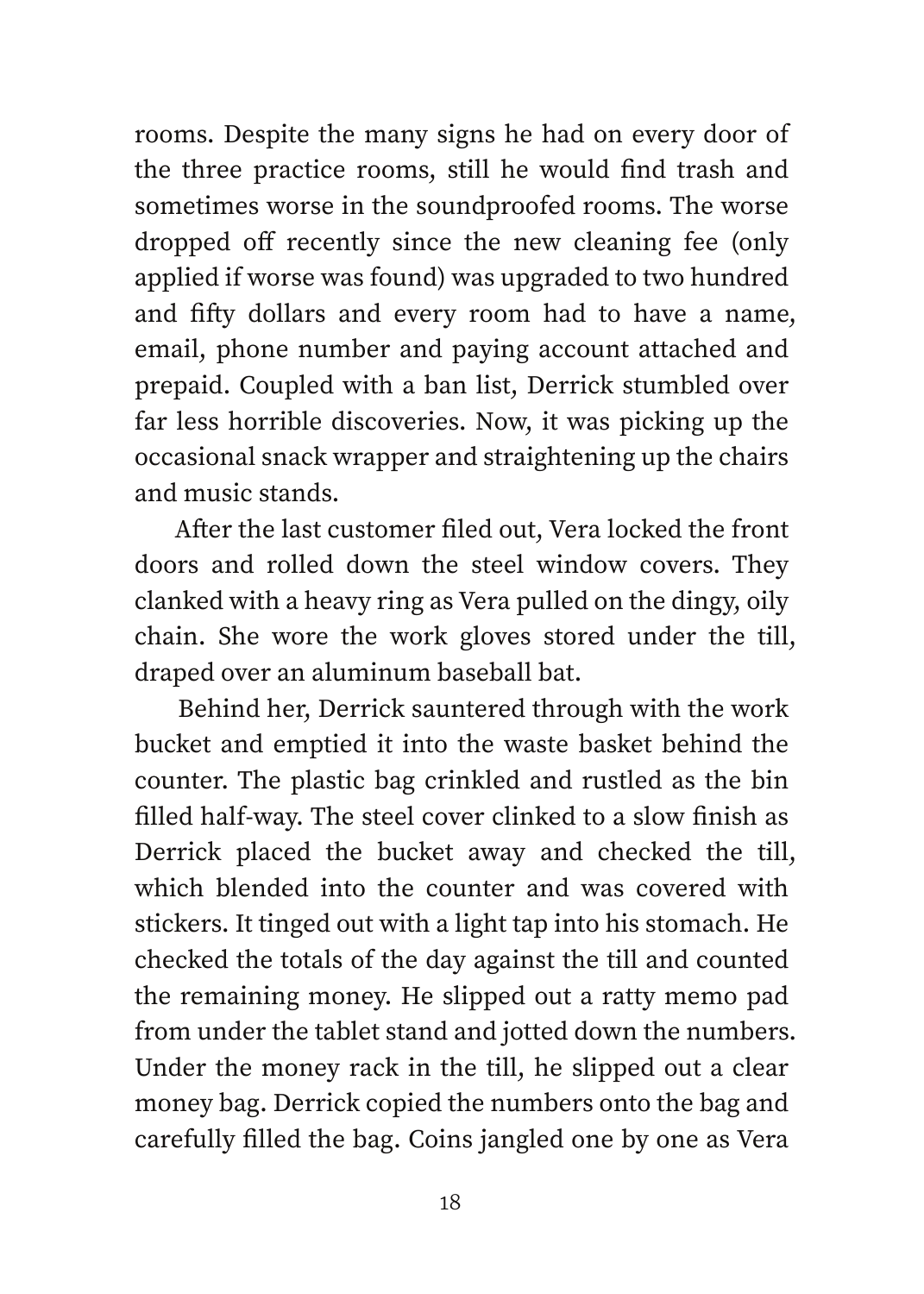rooms. Despite the many signs he had on every door of the three practice rooms, still he would find trash and sometimes worse in the soundproofed rooms. The worse dropped off recently since the new cleaning fee (only applied if worse was found) was upgraded to two hundred and fifty dollars and every room had to have a name, email, phone number and paying account attached and prepaid. Coupled with a ban list, Derrick stumbled over far less horrible discoveries. Now, it was picking up the occasional snack wrapper and straightening up the chairs and music stands.

After the last customer filed out, Vera locked the front doors and rolled down the steel window covers. They clanked with a heavy ring as Vera pulled on the dingy, oily chain. She wore the work gloves stored under the till, draped over an aluminum baseball bat.

Behind her, Derrick sauntered through with the work bucket and emptied it into the waste basket behind the counter. The plastic bag crinkled and rustled as the bin filled half-way. The steel cover clinked to a slow finish as Derrick placed the bucket away and checked the till, which blended into the counter and was covered with stickers. It tinged out with a light tap into his stomach. He checked the totals of the day against the till and counted the remaining money. He slipped out a ratty memo pad from under the tablet stand and jotted down the numbers. Under the money rack in the till, he slipped out a clear money bag. Derrick copied the numbers onto the bag and carefully filled the bag. Coins jangled one by one as Vera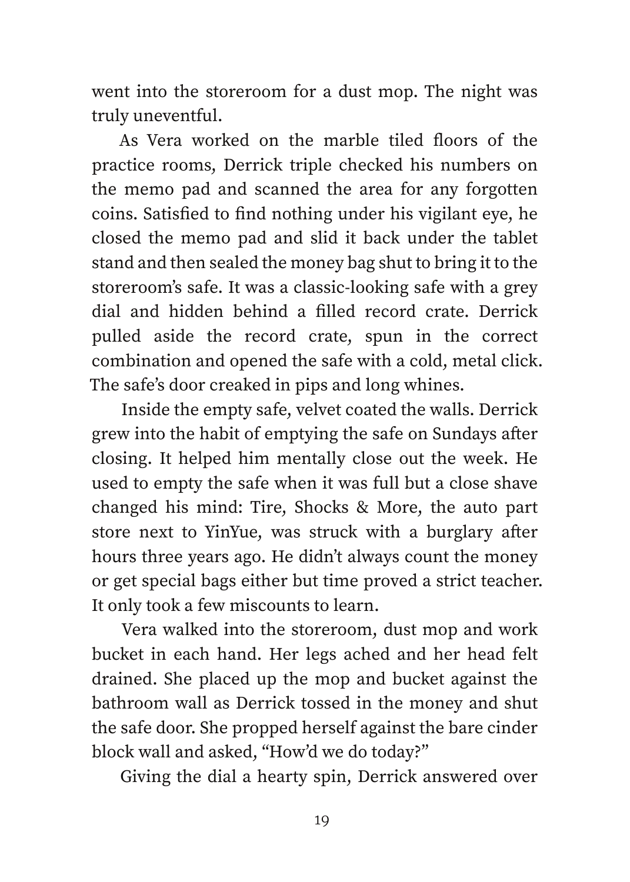went into the storeroom for a dust mop. The night was truly uneventful.

As Vera worked on the marble tiled floors of the practice rooms, Derrick triple checked his numbers on the memo pad and scanned the area for any forgotten coins. Satisfied to find nothing under his vigilant eye, he closed the memo pad and slid it back under the tablet stand and then sealed the money bag shut to bring it to the storeroom's safe. It was a classic-looking safe with a grey dial and hidden behind a filled record crate. Derrick pulled aside the record crate, spun in the correct combination and opened the safe with a cold, metal click. The safe's door creaked in pips and long whines.

Inside the empty safe, velvet coated the walls. Derrick grew into the habit of emptying the safe on Sundays after closing. It helped him mentally close out the week. He used to empty the safe when it was full but a close shave changed his mind: Tire, Shocks & More, the auto part store next to YinYue, was struck with a burglary after hours three years ago. He didn't always count the money or get special bags either but time proved a strict teacher. It only took a few miscounts to learn.

Vera walked into the storeroom, dust mop and work bucket in each hand. Her legs ached and her head felt drained. She placed up the mop and bucket against the bathroom wall as Derrick tossed in the money and shut the safe door. She propped herself against the bare cinder block wall and asked, "How'd we do today?"

Giving the dial a hearty spin, Derrick answered over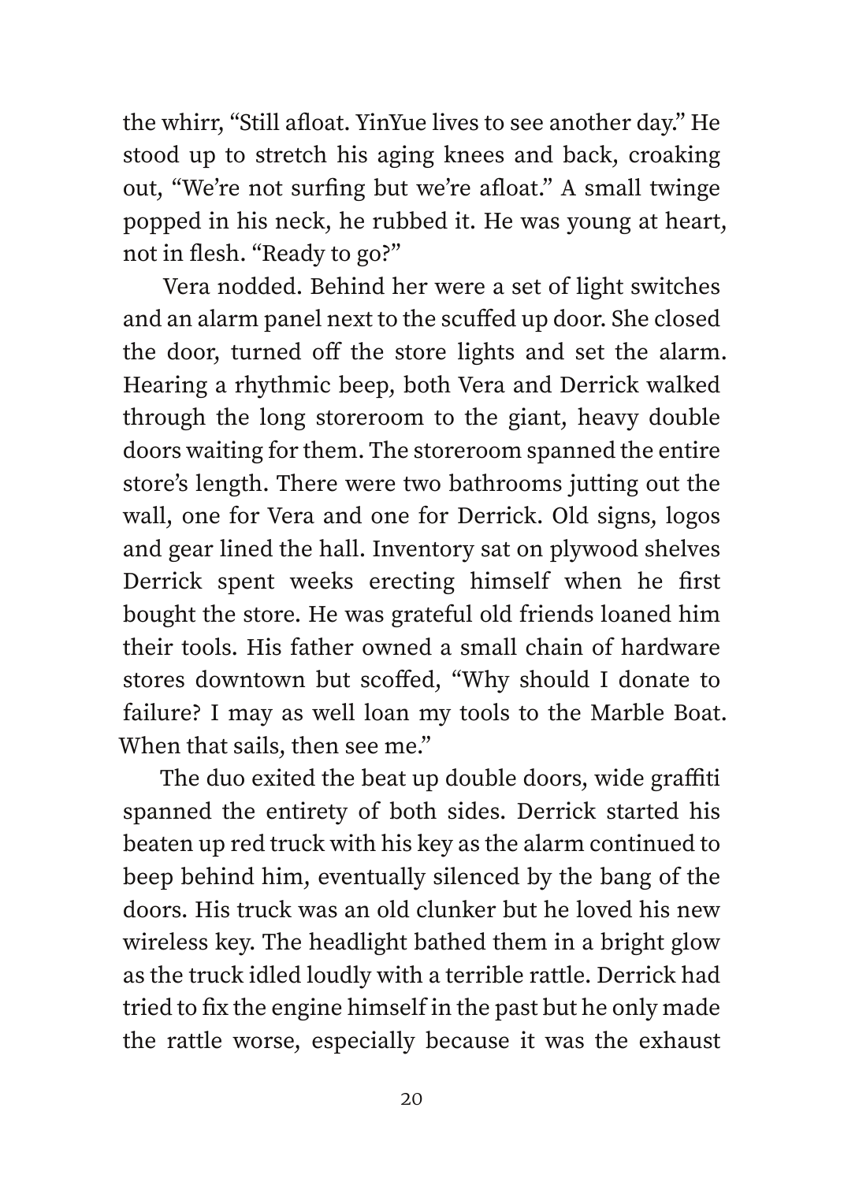the whirr, "Still afloat. YinYue lives to see another day." He stood up to stretch his aging knees and back, croaking out, "We're not surfing but we're afloat." A small twinge popped in his neck, he rubbed it. He was young at heart, not in flesh. "Ready to go?"

Vera nodded. Behind her were a set of light switches and an alarm panel next to the scuffed up door. She closed the door, turned off the store lights and set the alarm. Hearing a rhythmic beep, both Vera and Derrick walked through the long storeroom to the giant, heavy double doors waiting for them. The storeroom spanned the entire store's length. There were two bathrooms jutting out the wall, one for Vera and one for Derrick. Old signs, logos and gear lined the hall. Inventory sat on plywood shelves Derrick spent weeks erecting himself when he first bought the store. He was grateful old friends loaned him their tools. His father owned a small chain of hardware stores downtown but scoffed, "Why should I donate to failure? I may as well loan my tools to the Marble Boat. When that sails, then see me."

The duo exited the beat up double doors, wide graffiti spanned the entirety of both sides. Derrick started his beaten up red truck with his key as the alarm continued to beep behind him, eventually silenced by the bang of the doors. His truck was an old clunker but he loved his new wireless key. The headlight bathed them in a bright glow as the truck idled loudly with a terrible rattle. Derrick had tried to fix the engine himself in the past but he only made the rattle worse, especially because it was the exhaust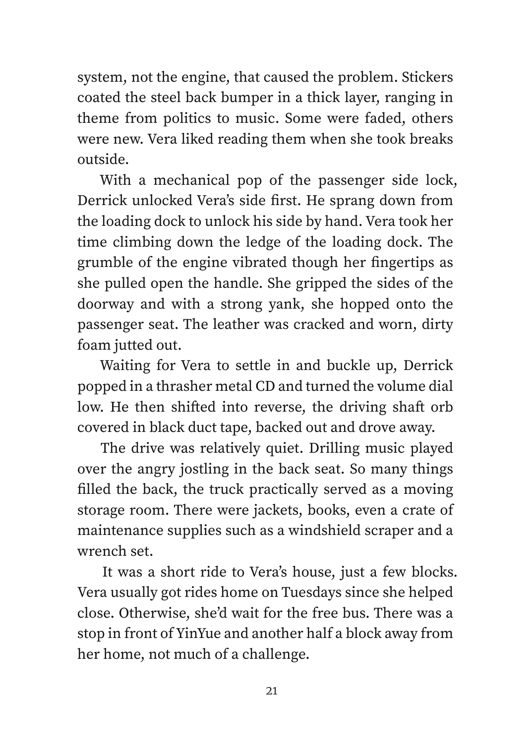system, not the engine, that caused the problem. Stickers coated the steel back bumper in a thick layer, ranging in theme from politics to music. Some were faded, others were new. Vera liked reading them when she took breaks outside.

With a mechanical pop of the passenger side lock, Derrick unlocked Vera's side first. He sprang down from the loading dock to unlock his side by hand. Vera took her time climbing down the ledge of the loading dock. The grumble of the engine vibrated though her fingertips as she pulled open the handle. She gripped the sides of the doorway and with a strong yank, she hopped onto the passenger seat. The leather was cracked and worn, dirty foam jutted out.

Waiting for Vera to settle in and buckle up, Derrick popped in a thrasher metal CD and turned the volume dial low. He then shifted into reverse, the driving shaft orb covered in black duct tape, backed out and drove away.

The drive was relatively quiet. Drilling music played over the angry jostling in the back seat. So many things filled the back, the truck practically served as a moving storage room. There were jackets, books, even a crate of maintenance supplies such as a windshield scraper and a wrench set.

It was a short ride to Vera's house, just a few blocks. Vera usually got rides home on Tuesdays since she helped close. Otherwise, she'd wait for the free bus. There was a stop in front of YinYue and another half a block away from her home, not much of a challenge.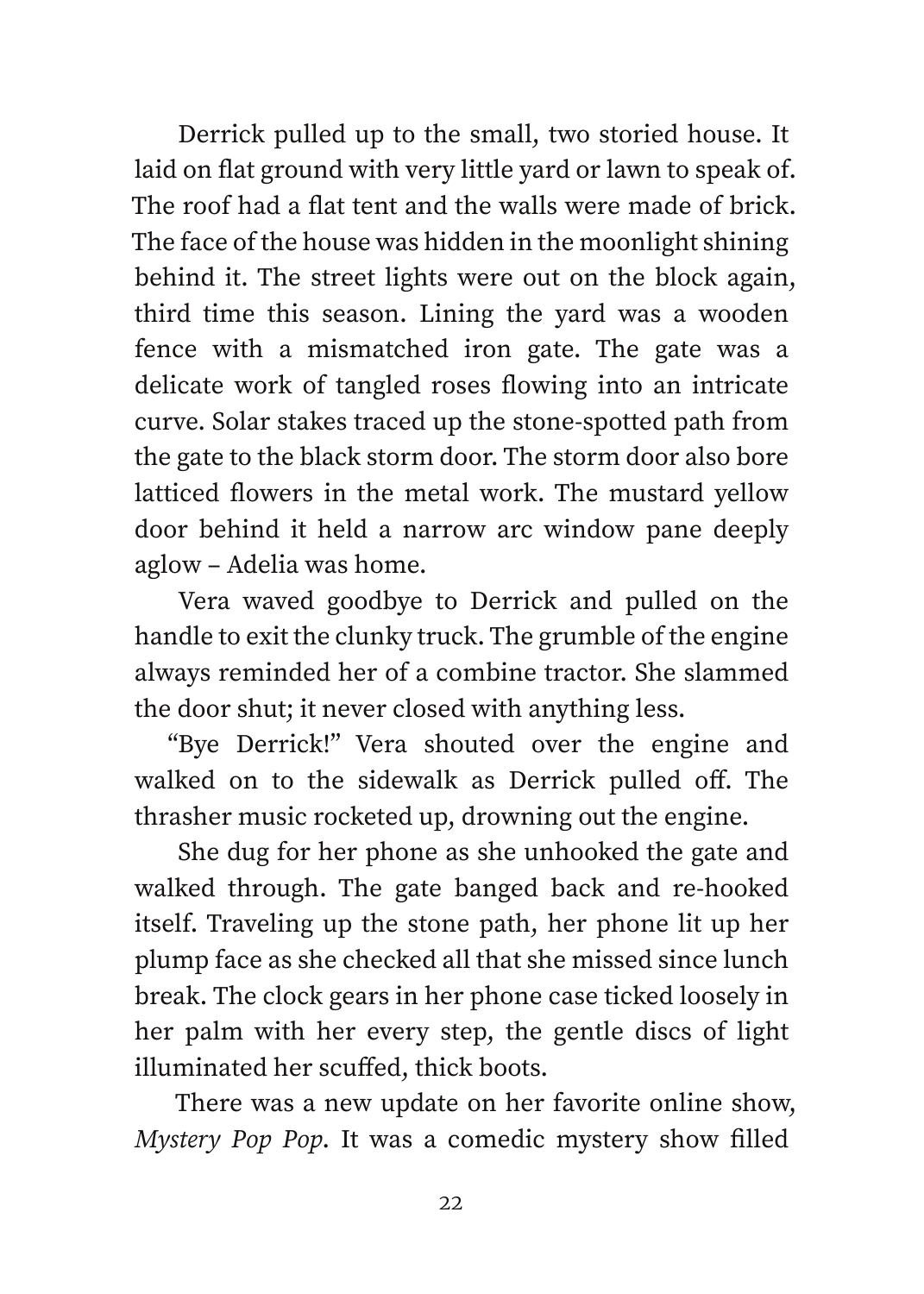Derrick pulled up to the small, two storied house. It laid on flat ground with very little yard or lawn to speak of. The roof had a flat tent and the walls were made of brick. The face of the house was hidden in the moonlight shining behind it. The street lights were out on the block again, third time this season. Lining the yard was a wooden fence with a mismatched iron gate. The gate was a delicate work of tangled roses flowing into an intricate curve. Solar stakes traced up the stone-spotted path from the gate to the black storm door. The storm door also bore latticed flowers in the metal work. The mustard yellow door behind it held a narrow arc window pane deeply aglow – Adelia was home.

Vera waved goodbye to Derrick and pulled on the handle to exit the clunky truck. The grumble of the engine always reminded her of a combine tractor. She slammed the door shut; it never closed with anything less.

"Bye Derrick!" Vera shouted over the engine and walked on to the sidewalk as Derrick pulled off. The thrasher music rocketed up, drowning out the engine.

She dug for her phone as she unhooked the gate and walked through. The gate banged back and re-hooked itself. Traveling up the stone path, her phone lit up her plump face as she checked all that she missed since lunch break. The clock gears in her phone case ticked loosely in her palm with her every step, the gentle discs of light illuminated her scuffed, thick boots.

There was a new update on her favorite online show, *Mystery Pop Pop*. It was a comedic mystery show filled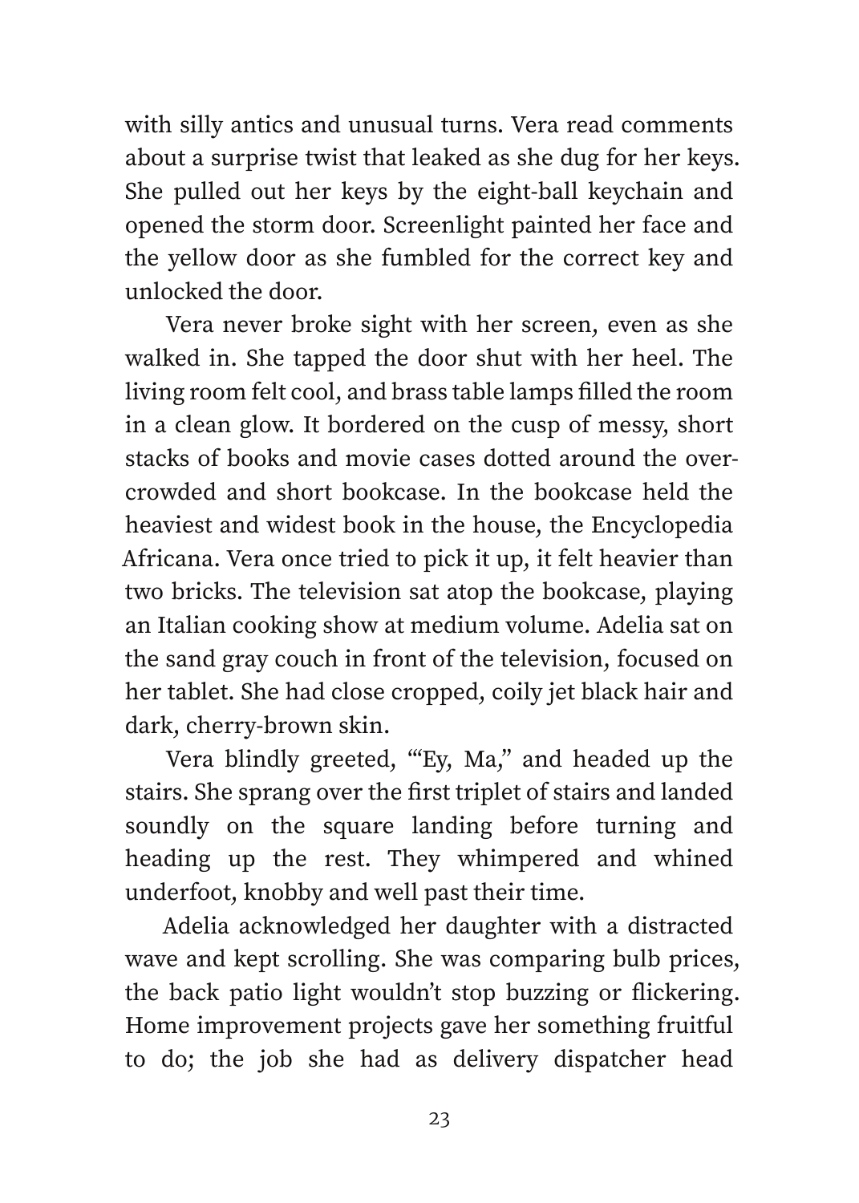with silly antics and unusual turns. Vera read comments about a surprise twist that leaked as she dug for her keys. She pulled out her keys by the eight-ball keychain and opened the storm door. Screenlight painted her face and the yellow door as she fumbled for the correct key and unlocked the door.

Vera never broke sight with her screen, even as she walked in. She tapped the door shut with her heel. The living room felt cool, and brass table lamps filled the room in a clean glow. It bordered on the cusp of messy, short stacks of books and movie cases dotted around the over-crowded and short bookcase. In the bookcase held the heaviest and widest book in the house, the Encyclopedia Africana. Vera once tried to pick it up, it felt heavier than two bricks. The television sat atop the bookcase, playing an Italian cooking show at medium volume. Adelia sat on the sand gray couch in front of the television, focused on her tablet. She had close cropped, coily jet black hair and dark, cherry-brown skin.

Vera blindly greeted, "'Ey, Ma," and headed up the stairs. She sprang over the first triplet of stairs and landed soundly on the square landing before turning and heading up the rest. They whimpered and whined underfoot, knobby and well past their time.

Adelia acknowledged her daughter with a distracted wave and kept scrolling. She was comparing bulb prices, the back patio light wouldn't stop buzzing or flickering. Home improvement projects gave her something fruitful to do; the job she had as delivery dispatcher head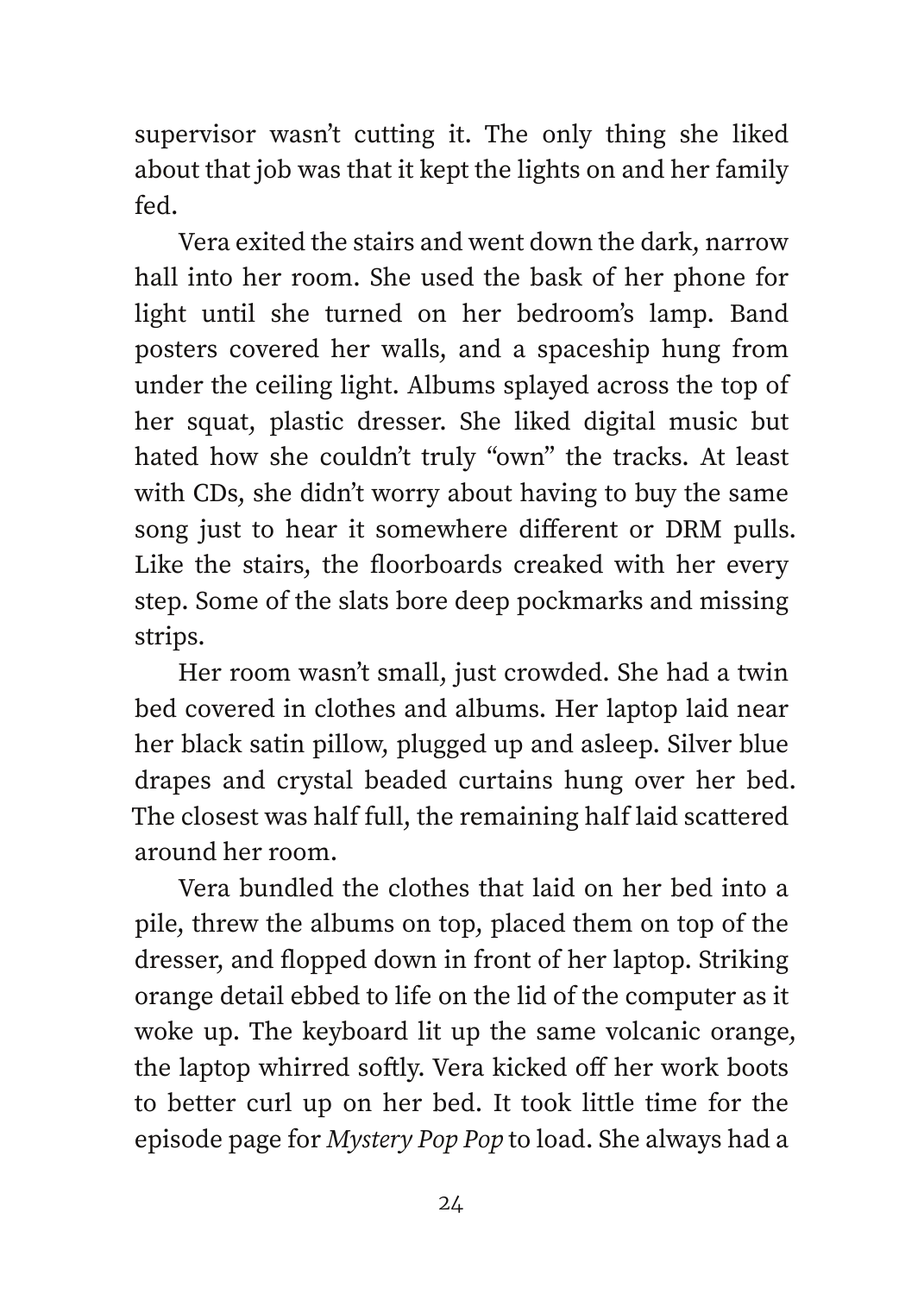supervisor wasn't cutting it. The only thing she liked about that job was that it kept the lights on and her family fed.

Vera exited the stairs and went down the dark, narrow hall into her room. She used the bask of her phone for light until she turned on her bedroom's lamp. Band posters covered her walls, and a spaceship hung from under the ceiling light. Albums splayed across the top of her squat, plastic dresser. She liked digital music but hated how she couldn't truly "own" the tracks. At least with CDs, she didn't worry about having to buy the same song just to hear it somewhere different or DRM pulls. Like the stairs, the floorboards creaked with her every step. Some of the slats bore deep pockmarks and missing strips.

Her room wasn't small, just crowded. She had a twin bed covered in clothes and albums. Her laptop laid near her black satin pillow, plugged up and asleep. Silver blue drapes and crystal beaded curtains hung over her bed. The closest was half full, the remaining half laid scattered around her room.

Vera bundled the clothes that laid on her bed into a pile, threw the albums on top, placed them on top of the dresser, and flopped down in front of her laptop. Striking orange detail ebbed to life on the lid of the computer as it woke up. The keyboard lit up the same volcanic orange, the laptop whirred softly. Vera kicked off her work boots to better curl up on her bed. It took little time for the episode page for *Mystery Pop Pop* to load. She always had a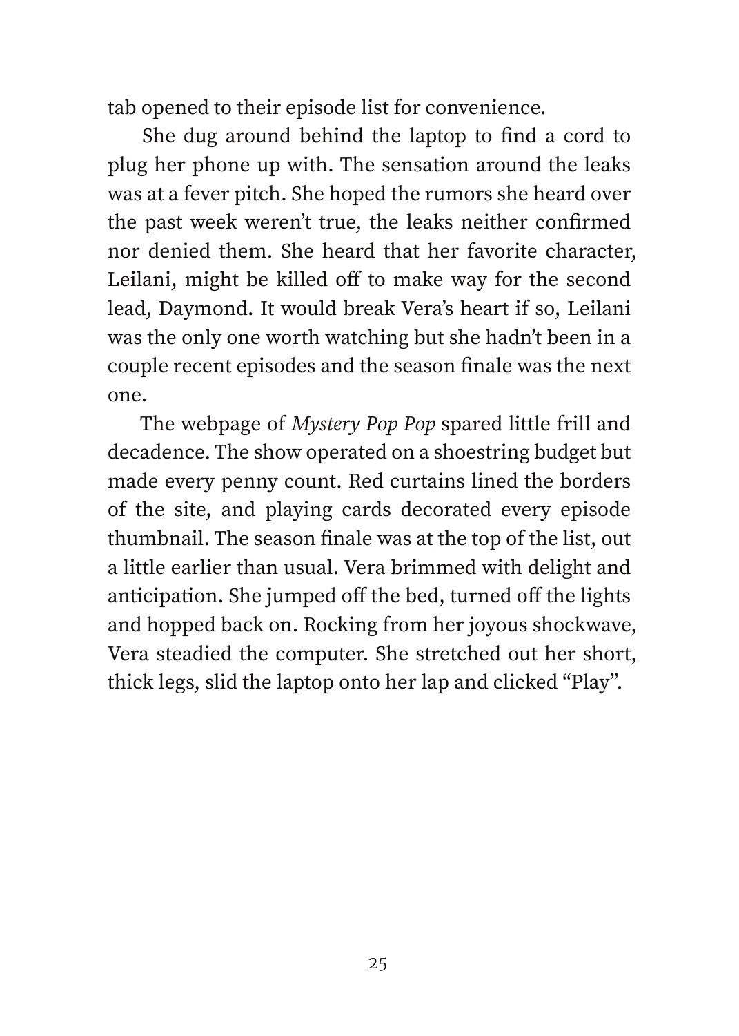tab opened to their episode list for convenience.

She dug around behind the laptop to find a cord to plug her phone up with. The sensation around the leaks was at a fever pitch. She hoped the rumors she heard over the past week weren't true, the leaks neither confirmed nor denied them. She heard that her favorite character, Leilani, might be killed off to make way for the second lead, Daymond. It would break Vera's heart if so, Leilani was the only one worth watching but she hadn't been in a couple recent episodes and the season finale was the next one.

The webpage of *Mystery Pop Pop* spared little frill and decadence. The show operated on a shoestring budget but made every penny count. Red curtains lined the borders of the site, and playing cards decorated every episode thumbnail. The season finale was at the top of the list, out a little earlier than usual. Vera brimmed with delight and anticipation. She jumped off the bed, turned off the lights and hopped back on. Rocking from her joyous shockwave, Vera steadied the computer. She stretched out her short, thick legs, slid the laptop onto her lap and clicked "Play".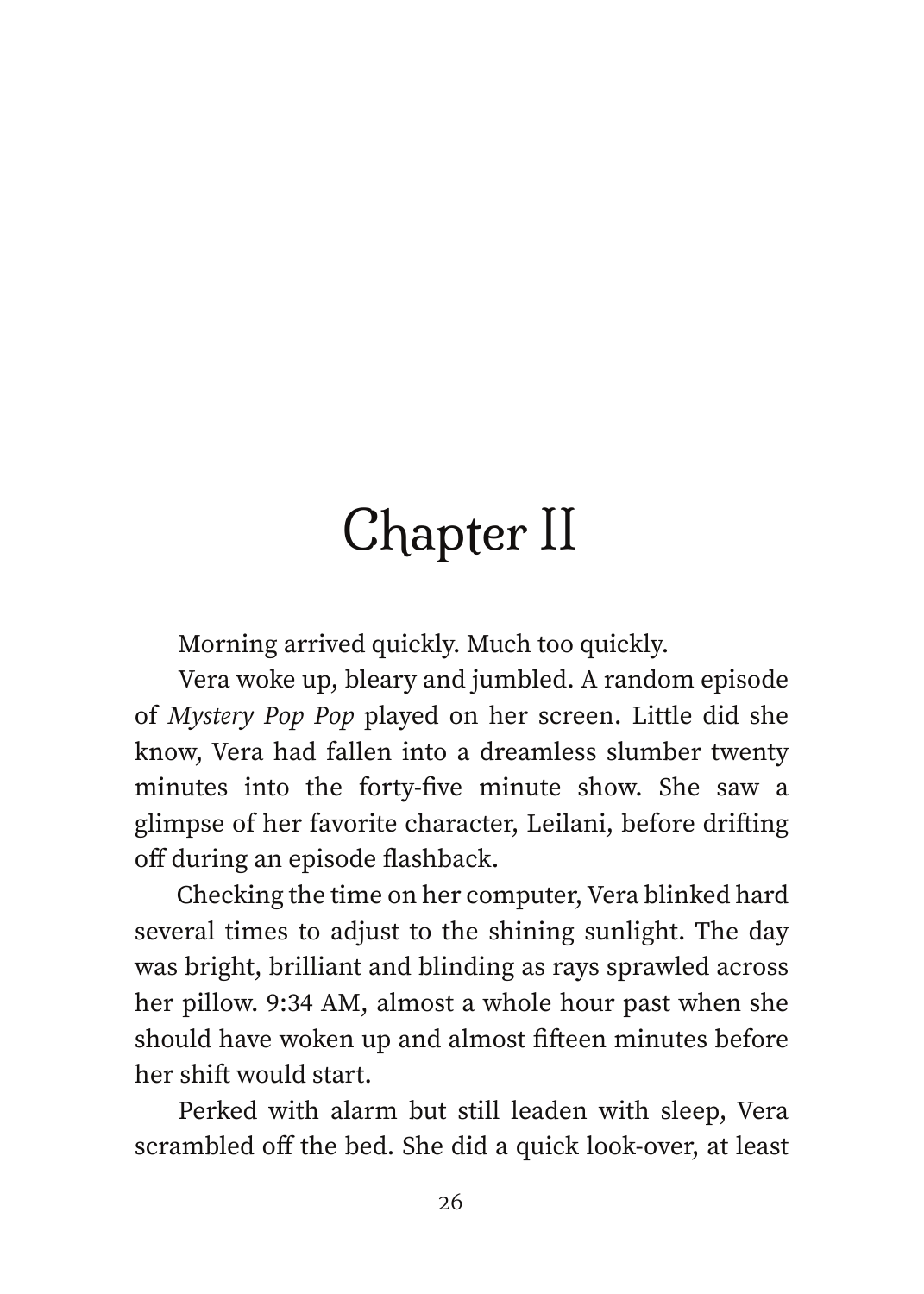# Chapter II

Morning arrived quickly. Much too quickly.

Vera woke up, bleary and jumbled. A random episode of *Mystery Pop Pop* played on her screen. Little did she know, Vera had fallen into a dreamless slumber twenty minutes into the forty-five minute show. She saw a glimpse of her favorite character, Leilani, before drifting off during an episode flashback.

Checking the time on her computer, Vera blinked hard several times to adjust to the shining sunlight. The day was bright, brilliant and blinding as rays sprawled across her pillow. 9:34 AM, almost a whole hour past when she should have woken up and almost fifteen minutes before her shift would start.

Perked with alarm but still leaden with sleep, Vera scrambled off the bed. She did a quick look-over, at least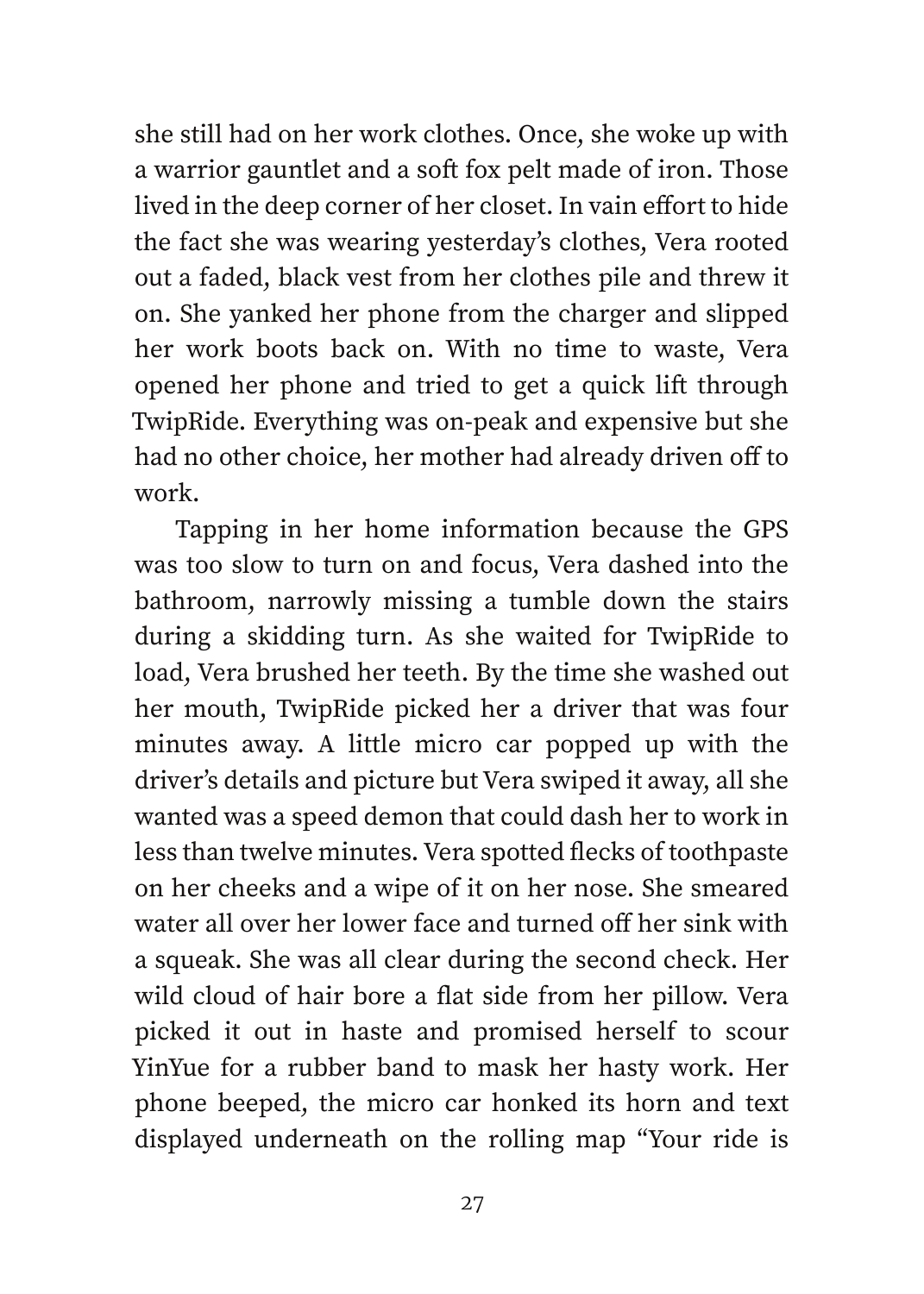she still had on her work clothes. Once, she woke up with a warrior gauntlet and a soft fox pelt made of iron. Those lived in the deep corner of her closet. In vain effort to hide the fact she was wearing yesterday's clothes, Vera rooted out a faded, black vest from her clothes pile and threw it on. She yanked her phone from the charger and slipped her work boots back on. With no time to waste, Vera opened her phone and tried to get a quick lift through TwipRide. Everything was on-peak and expensive but she had no other choice, her mother had already driven off to work.

Tapping in her home information because the GPS was too slow to turn on and focus, Vera dashed into the bathroom, narrowly missing a tumble down the stairs during a skidding turn. As she waited for TwipRide to load, Vera brushed her teeth. By the time she washed out her mouth, TwipRide picked her a driver that was four minutes away. A little micro car popped up with the driver's details and picture but Vera swiped it away, all she wanted was a speed demon that could dash her to work in less than twelve minutes. Vera spotted flecks of toothpaste on her cheeks and a wipe of it on her nose. She smeared water all over her lower face and turned off her sink with a squeak. She was all clear during the second check. Her wild cloud of hair bore a flat side from her pillow. Vera picked it out in haste and promised herself to scour YinYue for a rubber band to mask her hasty work. Her phone beeped, the micro car honked its horn and text displayed underneath on the rolling map "Your ride is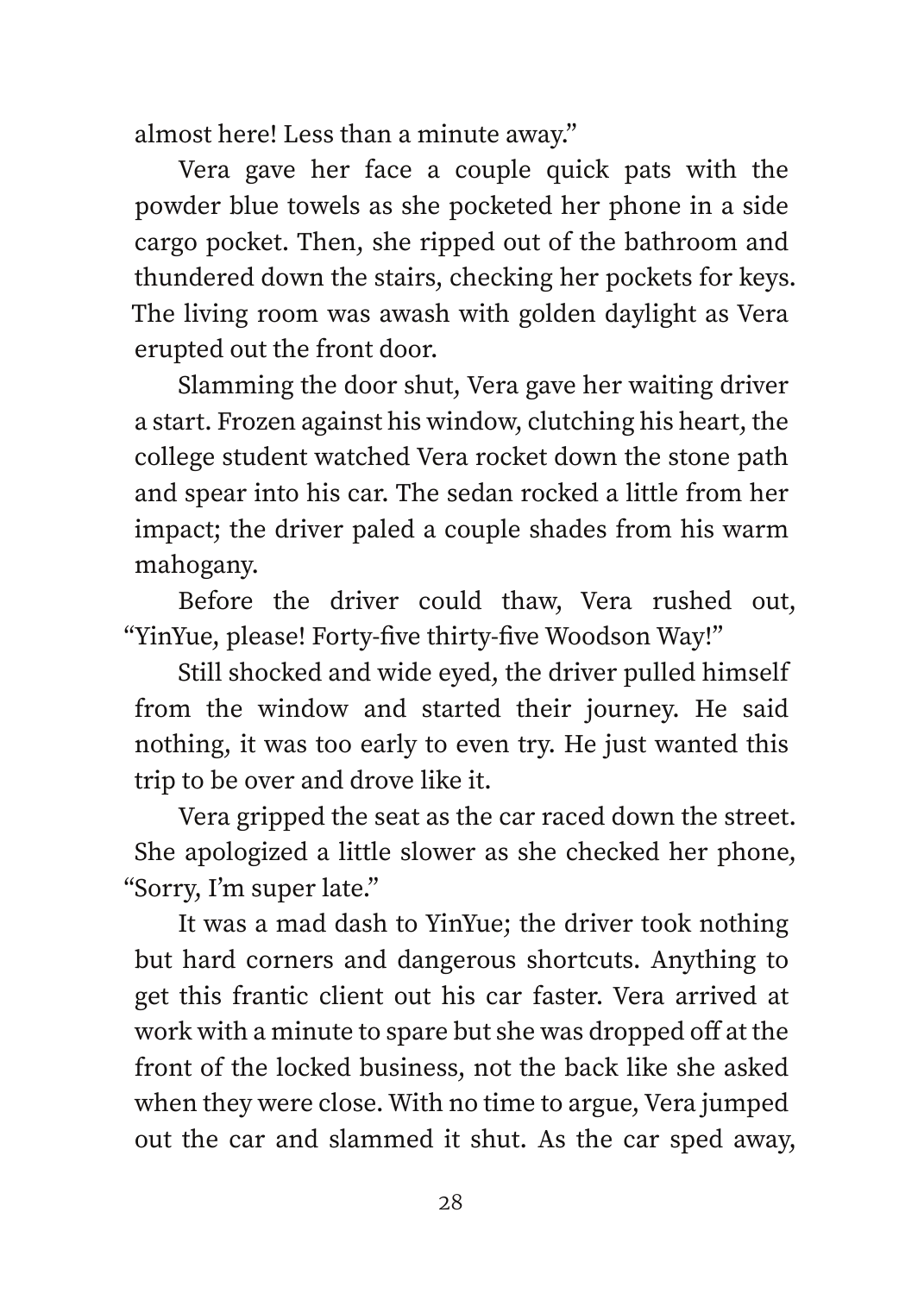almost here! Less than a minute away."

Vera gave her face a couple quick pats with the powder blue towels as she pocketed her phone in a side cargo pocket. Then, she ripped out of the bathroom and thundered down the stairs, checking her pockets for keys. The living room was awash with golden daylight as Vera erupted out the front door.

Slamming the door shut, Vera gave her waiting driver a start. Frozen against his window, clutching his heart, the college student watched Vera rocket down the stone path and spear into his car. The sedan rocked a little from her impact; the driver paled a couple shades from his warm mahogany.

Before the driver could thaw, Vera rushed out, "YinYue, please! Forty-five thirty-five Woodson Way!"

Still shocked and wide eyed, the driver pulled himself from the window and started their journey. He said nothing, it was too early to even try. He just wanted this trip to be over and drove like it.

Vera gripped the seat as the car raced down the street. She apologized a little slower as she checked her phone, "Sorry, I'm super late."

It was a mad dash to YinYue; the driver took nothing but hard corners and dangerous shortcuts. Anything to get this frantic client out his car faster. Vera arrived at work with a minute to spare but she was dropped off at the front of the locked business, not the back like she asked when they were close. With no time to argue, Vera jumped out the car and slammed it shut. As the car sped away,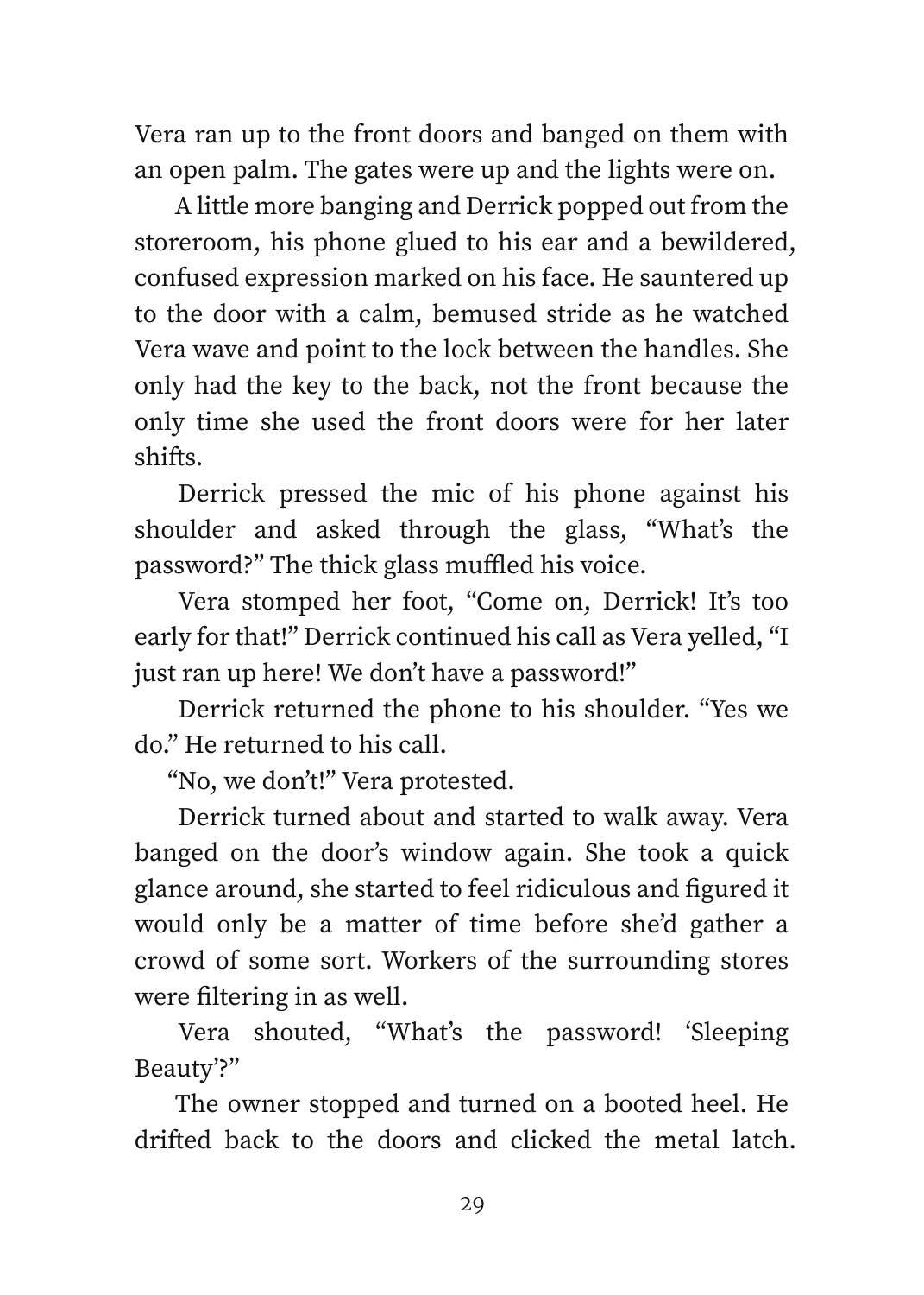Vera ran up to the front doors and banged on them with an open palm. The gates were up and the lights were on.

A little more banging and Derrick popped out from the storeroom, his phone glued to his ear and a bewildered, confused expression marked on his face. He sauntered up to the door with a calm, bemused stride as he watched Vera wave and point to the lock between the handles. She only had the key to the back, not the front because the only time she used the front doors were for her later shifts.

Derrick pressed the mic of his phone against his shoulder and asked through the glass, "What's the password?" The thick glass muffled his voice.

Vera stomped her foot, "Come on, Derrick! It's too early for that!" Derrick continued his call as Vera yelled, "I just ran up here! We don't have a password!"

Derrick returned the phone to his shoulder. "Yes we do." He returned to his call.

"No, we don't!" Vera protested.

Derrick turned about and started to walk away. Vera banged on the door's window again. She took a quick glance around, she started to feel ridiculous and figured it would only be a matter of time before she'd gather a crowd of some sort. Workers of the surrounding stores were filtering in as well.

Vera shouted, "What's the password! 'Sleeping Beauty'?"

The owner stopped and turned on a booted heel. He drifted back to the doors and clicked the metal latch.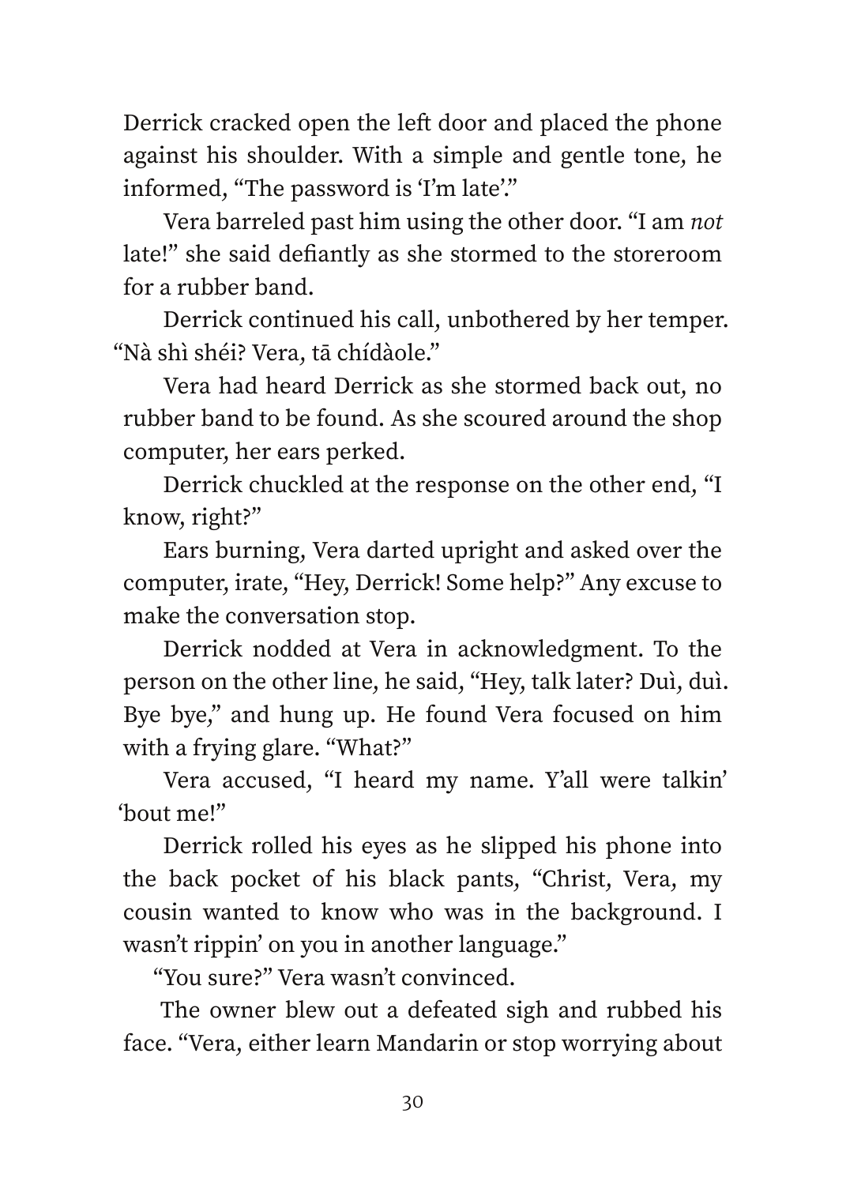Derrick cracked open the left door and placed the phone against his shoulder. With a simple and gentle tone, he informed, "The password is 'I'm late'."

Vera barreled past him using the other door. "I am *not* late!" she said defiantly as she stormed to the storeroom for a rubber band.

Derrick continued his call, unbothered by her temper. "Nà shì shéi? Vera, tā chídàole."

Vera had heard Derrick as she stormed back out, no rubber band to be found. As she scoured around the shop computer, her ears perked.

Derrick chuckled at the response on the other end, "I know, right?"

Ears burning, Vera darted upright and asked over the computer, irate, "Hey, Derrick! Some help?" Any excuse to make the conversation stop.

Derrick nodded at Vera in acknowledgment. To the person on the other line, he said, "Hey, talk later? Duì, duì. Bye bye," and hung up. He found Vera focused on him with a frying glare. "What?"

Vera accused, "I heard my name. Y'all were talkin' 'bout me!"

Derrick rolled his eyes as he slipped his phone into the back pocket of his black pants, "Christ, Vera, my cousin wanted to know who was in the background. I wasn't rippin' on you in another language."

"You sure?" Vera wasn't convinced.

The owner blew out a defeated sigh and rubbed his face. "Vera, either learn Mandarin or stop worrying about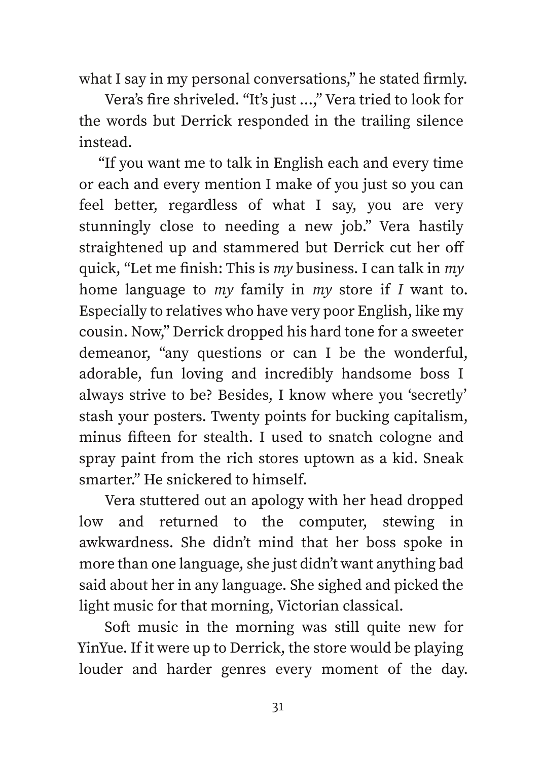what I say in my personal conversations," he stated firmly.

Vera's fire shriveled. "It's just ...," Vera tried to look for the words but Derrick responded in the trailing silence instead.

"If you want me to talk in English each and every time or each and every mention I make of you just so you can feel better, regardless of what I say, you are very stunningly close to needing a new job." Vera hastily straightened up and stammered but Derrick cut her off quick, "Let me finish: This is *my* business. I can talk in *my* home language to *my* family in *my* store if *I* want to. Especially to relatives who have very poor English, like my cousin. Now," Derrick dropped his hard tone for a sweeter demeanor, "any questions or can I be the wonderful, adorable, fun loving and incredibly handsome boss I always strive to be? Besides, I know where you 'secretly' stash your posters. Twenty points for bucking capitalism, minus fifteen for stealth. I used to snatch cologne and spray paint from the rich stores uptown as a kid. Sneak smarter." He snickered to himself.

Vera stuttered out an apology with her head dropped low and returned to the computer, stewing in awkwardness. She didn't mind that her boss spoke in more than one language, she just didn't want anything bad said about her in any language. She sighed and picked the light music for that morning, Victorian classical.

Soft music in the morning was still quite new for YinYue. If it were up to Derrick, the store would be playing louder and harder genres every moment of the day.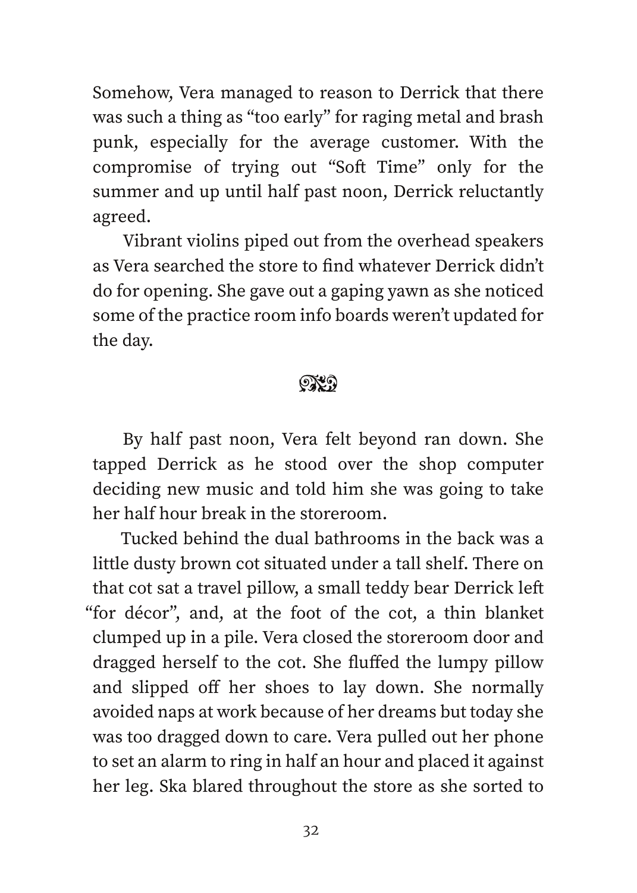Somehow, Vera managed to reason to Derrick that there was such a thing as "too early" for raging metal and brash punk, especially for the average customer. With the compromise of trying out "Soft Time" only for the summer and up until half past noon, Derrick reluctantly agreed.

Vibrant violins piped out from the overhead speakers as Vera searched the store to find whatever Derrick didn't do for opening. She gave out a gaping yawn as she noticed some of the practice room info boards weren't updated for the day.

❧

By half past noon, Vera felt beyond ran down. She tapped Derrick as he stood over the shop computer deciding new music and told him she was going to take her half hour break in the storeroom.

Tucked behind the dual bathrooms in the back was a little dusty brown cot situated under a tall shelf. There on that cot sat a travel pillow, a small teddy bear Derrick left "for décor", and, at the foot of the cot, a thin blanket clumped up in a pile. Vera closed the storeroom door and dragged herself to the cot. She fluffed the lumpy pillow and slipped off her shoes to lay down. She normally avoided naps at work because of her dreams but today she was too dragged down to care. Vera pulled out her phone to set an alarm to ring in half an hour and placed it against her leg. Ska blared throughout the store as she sorted to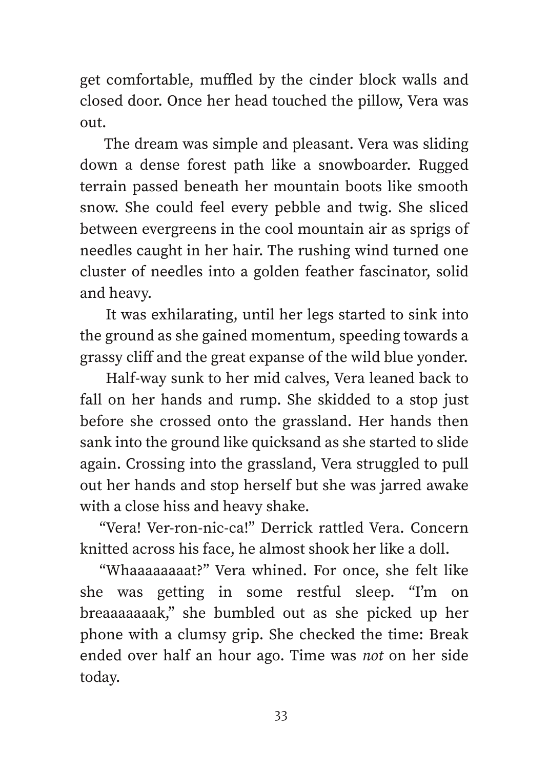get comfortable, muffled by the cinder block walls and closed door. Once her head touched the pillow, Vera was out.

The dream was simple and pleasant. Vera was sliding down a dense forest path like a snowboarder. Rugged terrain passed beneath her mountain boots like smooth snow. She could feel every pebble and twig. She sliced between evergreens in the cool mountain air as sprigs of needles caught in her hair. The rushing wind turned one cluster of needles into a golden feather fascinator, solid and heavy.

It was exhilarating, until her legs started to sink into the ground as she gained momentum, speeding towards a grassy cliff and the great expanse of the wild blue yonder.

Half-way sunk to her mid calves, Vera leaned back to fall on her hands and rump. She skidded to a stop just before she crossed onto the grassland. Her hands then sank into the ground like quicksand as she started to slide again. Crossing into the grassland, Vera struggled to pull out her hands and stop herself but she was jarred awake with a close hiss and heavy shake.

"Vera! Ver-ron-nic-ca!" Derrick rattled Vera. Concern knitted across his face, he almost shook her like a doll.

"Whaaaaaaaat?" Vera whined. For once, she felt like she was getting in some restful sleep. "I'm on breaaaaaaak," she bumbled out as she picked up her phone with a clumsy grip. She checked the time: Break ended over half an hour ago. Time was *not* on her side today.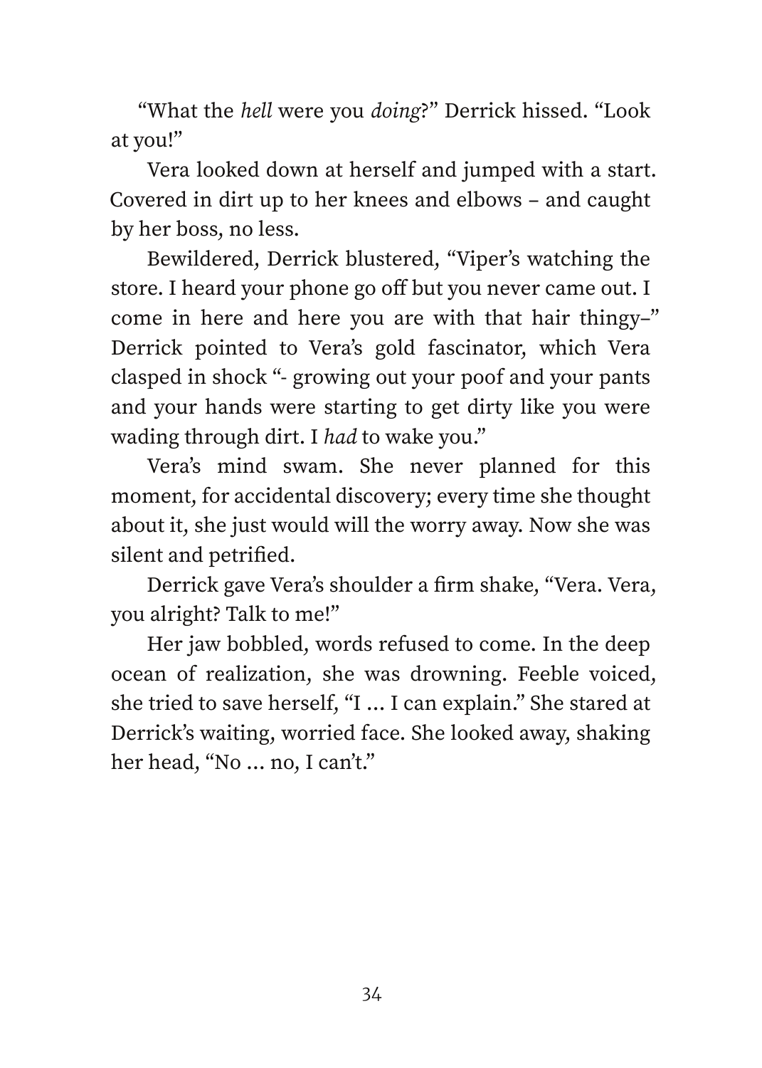"What the *hell* were you *doing*?" Derrick hissed. "Look at you!"

Vera looked down at herself and jumped with a start. Covered in dirt up to her knees and elbows – and caught by her boss, no less.

Bewildered, Derrick blustered, "Viper's watching the store. I heard your phone go off but you never came out. I come in here and here you are with that hair thingy–" Derrick pointed to Vera's gold fascinator, which Vera clasped in shock "- growing out your poof and your pants and your hands were starting to get dirty like you were wading through dirt. I *had* to wake you."

Vera's mind swam. She never planned for this moment, for accidental discovery; every time she thought about it, she just would will the worry away. Now she was silent and petrified.

Derrick gave Vera's shoulder a firm shake, "Vera. Vera, you alright? Talk to me!"

Her jaw bobbled, words refused to come. In the deep ocean of realization, she was drowning. Feeble voiced, she tried to save herself, "I … I can explain." She stared at Derrick's waiting, worried face. She looked away, shaking her head, "No … no, I can't."